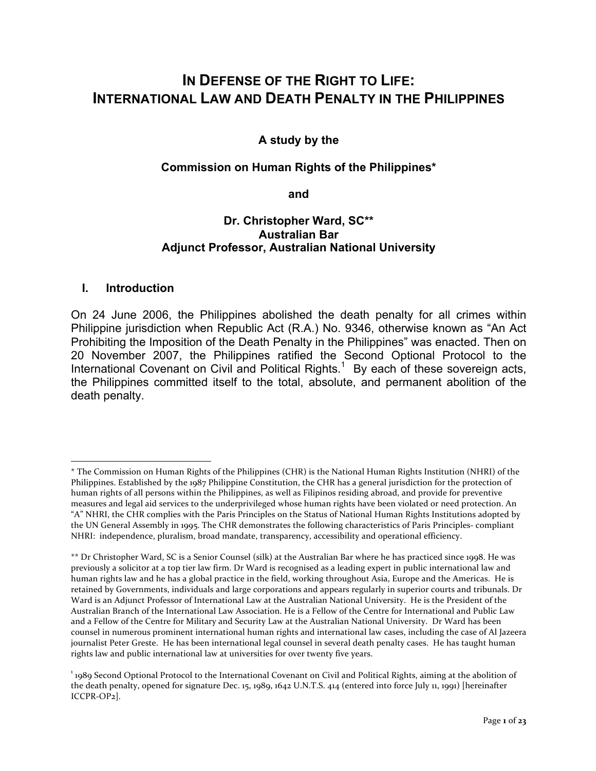# In Defense of the Right to Life: International Law and Death Penalty in the Philippines

**A study by the**

**Commission on Human Rights of the Philippines***

**and**

**Dr. Christopher Ward, SC****
**Australian Bar**
**Adjunct Professor, Australian National University**

## I. Introduction

On 24 June 2006, the Philippines abolished the death penalty for all crimes within Philippine jurisdiction when Republic Act (R.A.) No. 9346, otherwise known as "An Act Prohibiting the Imposition of the Death Penalty in the Philippines" was enacted. Then on 20 November 2007, the Philippines ratified the Second Optional Protocol to the International Covenant on Civil and Political Rights.[1] By each of these sovereign acts, the Philippines committed itself to the total, absolute, and permanent abolition of the death penalty.

---

* The Commission on Human Rights of the Philippines (CHR) is the National Human Rights Institution (NHRI) of the Philippines. Established by the 1987 Philippine Constitution, the CHR has a general jurisdiction for the protection of human rights of all persons within the Philippines, as well as Filipinos residing abroad, and provide for preventive measures and legal aid services to the underprivileged whose human rights have been violated or need protection. An "A" NHRI, the CHR complies with the Paris Principles on the Status of National Human Rights Institutions adopted by the UN General Assembly in 1995. The CHR demonstrates the following characteristics of Paris Principles- compliant NHRI: independence, pluralism, broad mandate, transparency, accessibility and operational efficiency.

** Dr Christopher Ward, SC is a Senior Counsel (silk) at the Australian Bar where he has practiced since 1998. He was previously a solicitor at a top tier law firm. Dr Ward is recognised as a leading expert in public international law and human rights law and he has a global practice in the field, working throughout Asia, Europe and the Americas. He is retained by Governments, individuals and large corporations and appears regularly in superior courts and tribunals. Dr Ward is an Adjunct Professor of International Law at the Australian National University. He is the President of the Australian Branch of the International Law Association. He is a Fellow of the Centre for International and Public Law and a Fellow of the Centre for Military and Security Law at the Australian National University. Dr Ward has been counsel in numerous prominent international human rights and international law cases, including the case of Al Jazeera journalist Peter Greste. He has been international legal counsel in several death penalty cases. He has taught human rights law and public international law at universities for over twenty five years.

[1] 1989 Second Optional Protocol to the International Covenant on Civil and Political Rights, aiming at the abolition of the death penalty, opened for signature Dec. 15, 1989, 1642 U.N.T.S. 414 (entered into force July 11, 1991) [hereinafter ICCPR-OP2].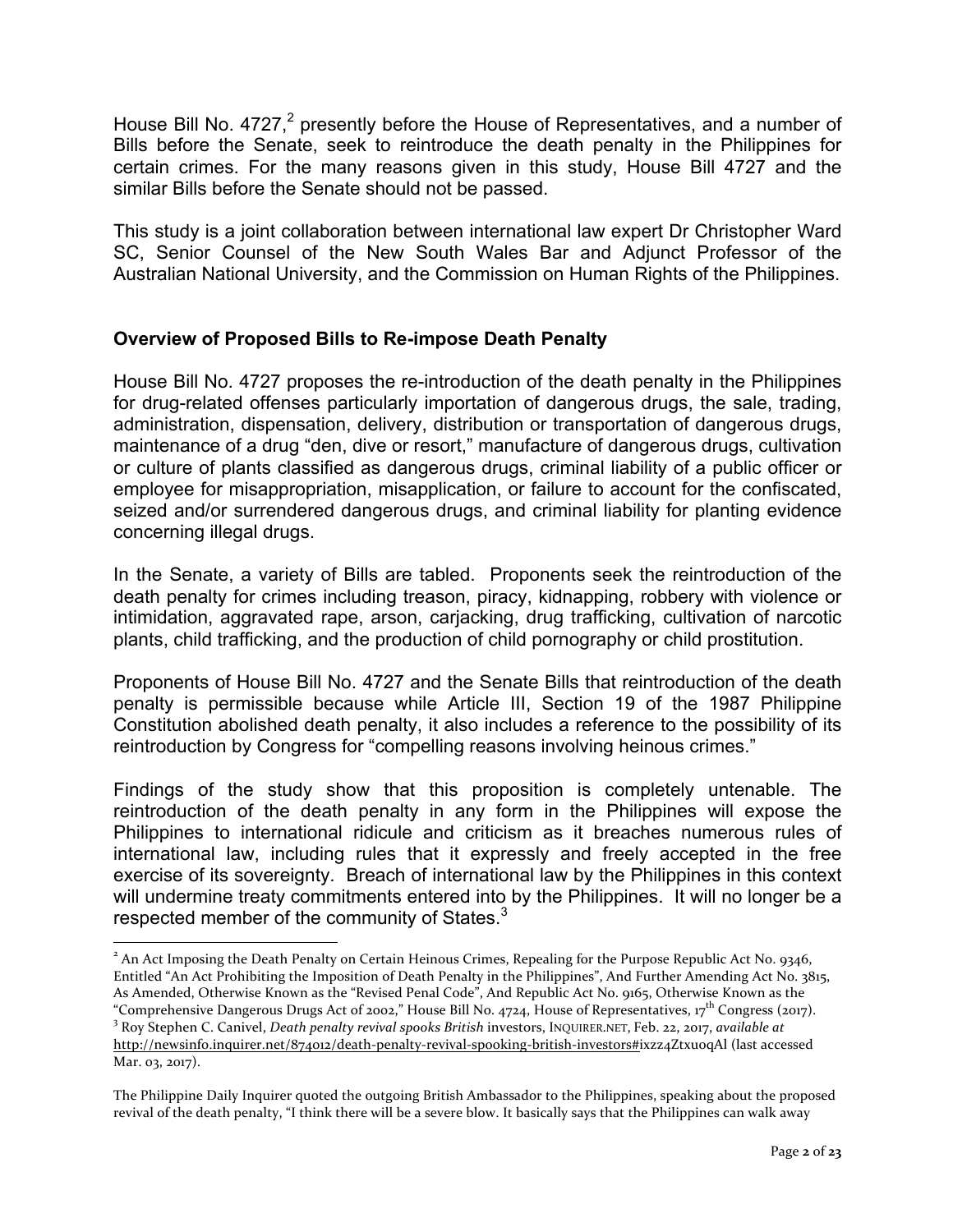House Bill No. 4727,[2] presently before the House of Representatives, and a number of Bills before the Senate, seek to reintroduce the death penalty in the Philippines for certain crimes. For the many reasons given in this study, House Bill 4727 and the similar Bills before the Senate should not be passed.

This study is a joint collaboration between international law expert Dr Christopher Ward SC, Senior Counsel of the New South Wales Bar and Adjunct Professor of the Australian National University, and the Commission on Human Rights of the Philippines.

## Overview of Proposed Bills to Re-impose Death Penalty

House Bill No. 4727 proposes the re-introduction of the death penalty in the Philippines for drug-related offenses particularly importation of dangerous drugs, the sale, trading, administration, dispensation, delivery, distribution or transportation of dangerous drugs, maintenance of a drug "den, dive or resort," manufacture of dangerous drugs, cultivation or culture of plants classified as dangerous drugs, criminal liability of a public officer or employee for misappropriation, misapplication, or failure to account for the confiscated, seized and/or surrendered dangerous drugs, and criminal liability for planting evidence concerning illegal drugs.

In the Senate, a variety of Bills are tabled. Proponents seek the reintroduction of the death penalty for crimes including treason, piracy, kidnapping, robbery with violence or intimidation, aggravated rape, arson, carjacking, drug trafficking, cultivation of narcotic plants, child trafficking, and the production of child pornography or child prostitution.

Proponents of House Bill No. 4727 and the Senate Bills that reintroduction of the death penalty is permissible because while Article III, Section 19 of the 1987 Philippine Constitution abolished death penalty, it also includes a reference to the possibility of its reintroduction by Congress for "compelling reasons involving heinous crimes."

Findings of the study show that this proposition is completely untenable. The reintroduction of the death penalty in any form in the Philippines will expose the Philippines to international ridicule and criticism as it breaches numerous rules of international law, including rules that it expressly and freely accepted in the free exercise of its sovereignty. Breach of international law by the Philippines in this context will undermine treaty commitments entered into by the Philippines. It will no longer be a respected member of the community of States.[3]

---

[2] An Act Imposing the Death Penalty on Certain Heinous Crimes, Repealing for the Purpose Republic Act No. 9346, Entitled "An Act Prohibiting the Imposition of Death Penalty in the Philippines", And Further Amending Act No. 3815, As Amended, Otherwise Known as the "Revised Penal Code", And Republic Act No. 9165, Otherwise Known as the "Comprehensive Dangerous Drugs Act of 2002," House Bill No. 4724, House of Representatives, 17th Congress (2017).

[3] Roy Stephen C. Canivel, *Death penalty revival spooks British* investors, INQUIRER.NET, Feb. 22, 2017, *available at* http://newsinfo.inquirer.net/874012/death-penalty-revival-spooking-british-investors#ixzz4ZtxuoqAl (last accessed Mar. 03, 2017).

The Philippine Daily Inquirer quoted the outgoing British Ambassador to the Philippines, speaking about the proposed revival of the death penalty, "I think there will be a severe blow. It basically says that the Philippines can walk away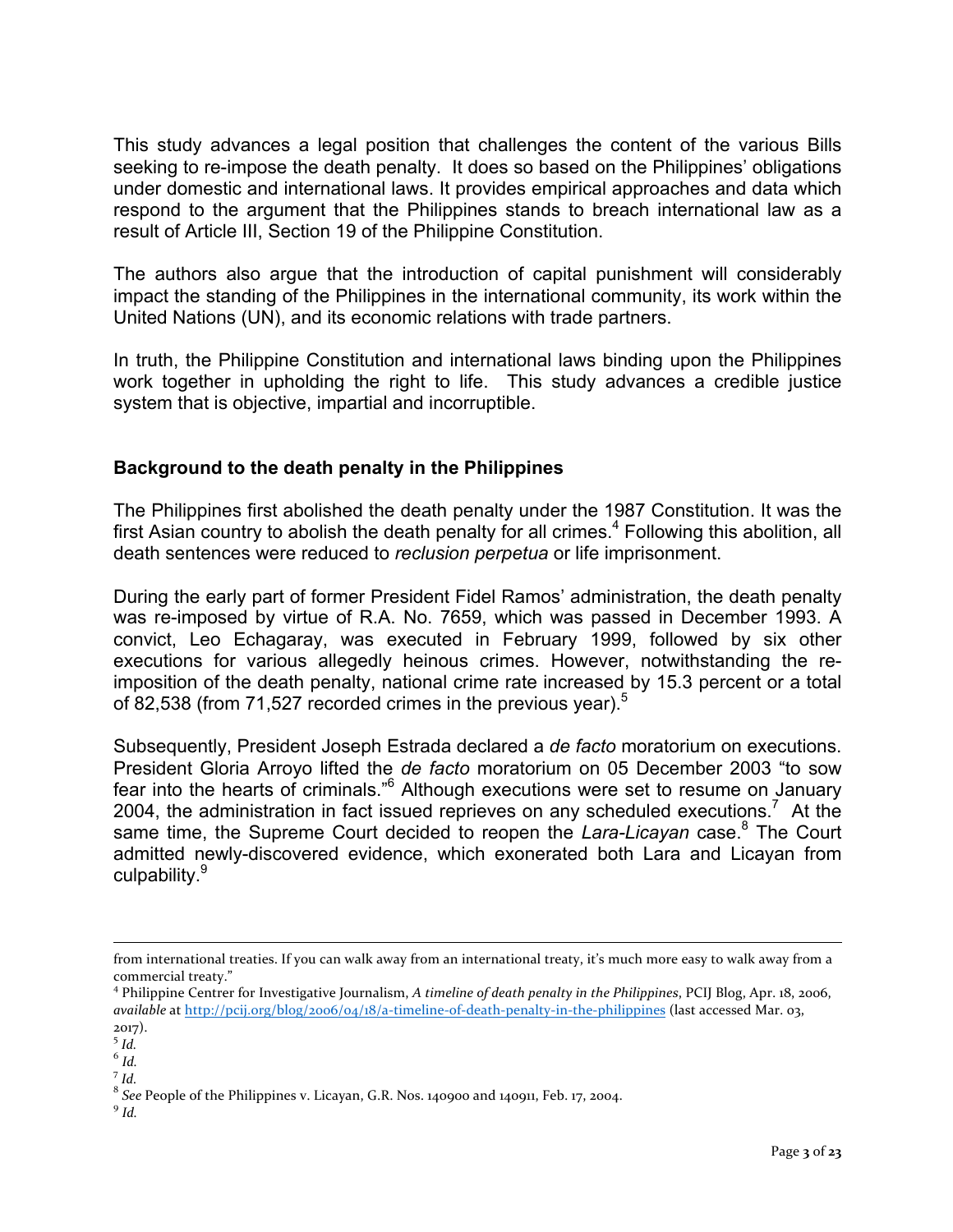This study advances a legal position that challenges the content of the various Bills seeking to re-impose the death penalty. It does so based on the Philippines' obligations under domestic and international laws. It provides empirical approaches and data which respond to the argument that the Philippines stands to breach international law as a result of Article III, Section 19 of the Philippine Constitution.

The authors also argue that the introduction of capital punishment will considerably impact the standing of the Philippines in the international community, its work within the United Nations (UN), and its economic relations with trade partners.

In truth, the Philippine Constitution and international laws binding upon the Philippines work together in upholding the right to life. This study advances a credible justice system that is objective, impartial and incorruptible.

## Background to the death penalty in the Philippines

The Philippines first abolished the death penalty under the 1987 Constitution. It was the first Asian country to abolish the death penalty for all crimes.[4] Following this abolition, all death sentences were reduced to *reclusion perpetua* or life imprisonment.

During the early part of former President Fidel Ramos' administration, the death penalty was re-imposed by virtue of R.A. No. 7659, which was passed in December 1993. A convict, Leo Echagaray, was executed in February 1999, followed by six other executions for various allegedly heinous crimes. However, notwithstanding the re-imposition of the death penalty, national crime rate increased by 15.3 percent or a total of 82,538 (from 71,527 recorded crimes in the previous year).[5]

Subsequently, President Joseph Estrada declared a *de facto* moratorium on executions. President Gloria Arroyo lifted the *de facto* moratorium on 05 December 2003 "to sow fear into the hearts of criminals."[6] Although executions were set to resume on January 2004, the administration in fact issued reprieves on any scheduled executions.[7] At the same time, the Supreme Court decided to reopen the *Lara-Licayan* case.[8] The Court admitted newly-discovered evidence, which exonerated both Lara and Licayan from culpability.[9]

---

from international treaties. If you can walk away from an international treaty, it's much more easy to walk away from a commercial treaty."

[4] Philippine Centrer for Investigative Journalism, *A timeline of death penalty in the Philippines*, PCIJ Blog, Apr. 18, 2006, *available* at http://pcij.org/blog/2006/04/18/a-timeline-of-death-penalty-in-the-philippines (last accessed Mar. 03, 2017).

[5] *Id.*

[6] *Id.*

[7] *Id.*

[8] *See* People of the Philippines v. Licayan, G.R. Nos. 140900 and 140911, Feb. 17, 2004.

[9] *Id.*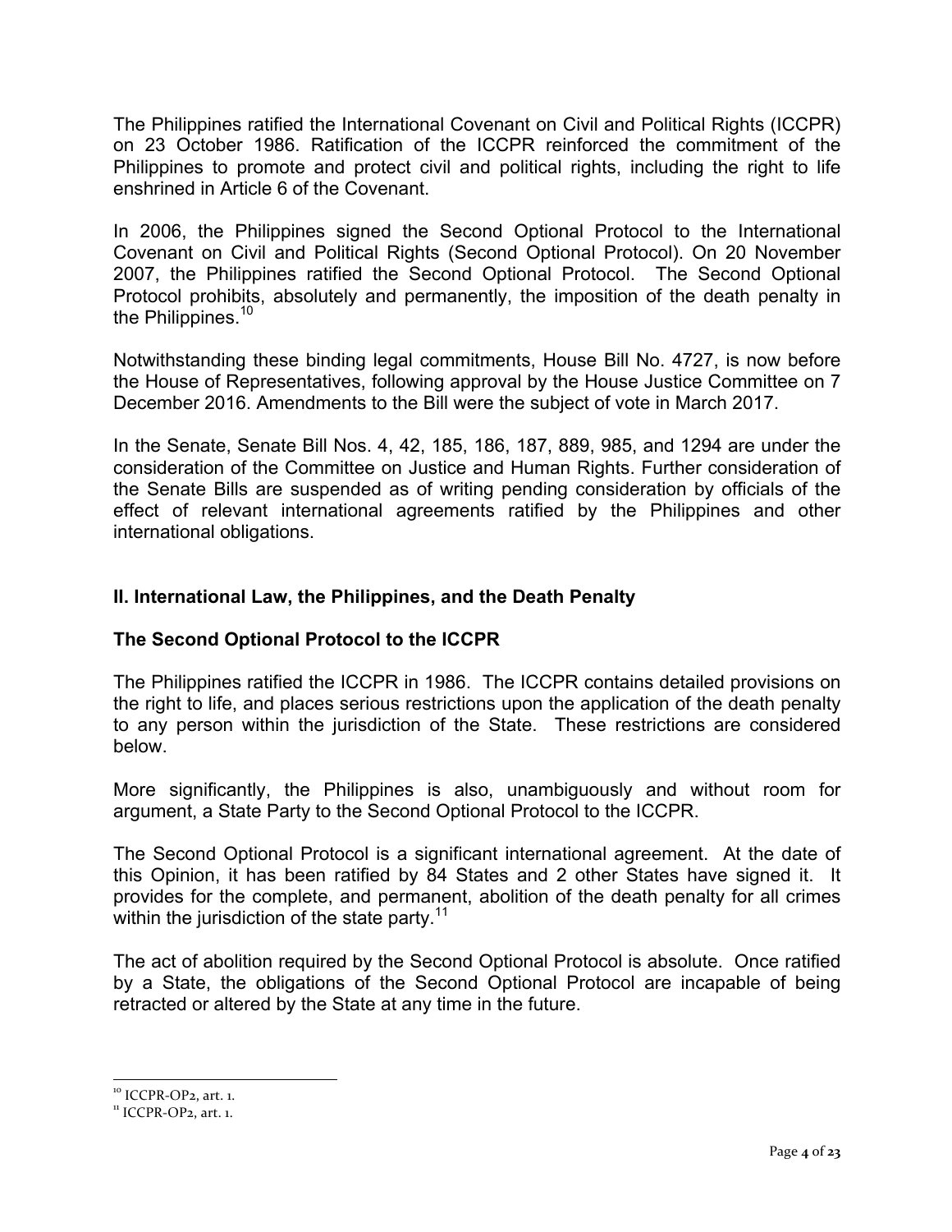The Philippines ratified the International Covenant on Civil and Political Rights (ICCPR) on 23 October 1986. Ratification of the ICCPR reinforced the commitment of the Philippines to promote and protect civil and political rights, including the right to life enshrined in Article 6 of the Covenant.

In 2006, the Philippines signed the Second Optional Protocol to the International Covenant on Civil and Political Rights (Second Optional Protocol). On 20 November 2007, the Philippines ratified the Second Optional Protocol. The Second Optional Protocol prohibits, absolutely and permanently, the imposition of the death penalty in the Philippines.[10]

Notwithstanding these binding legal commitments, House Bill No. 4727, is now before the House of Representatives, following approval by the House Justice Committee on 7 December 2016. Amendments to the Bill were the subject of vote in March 2017.

In the Senate, Senate Bill Nos. 4, 42, 185, 186, 187, 889, 985, and 1294 are under the consideration of the Committee on Justice and Human Rights. Further consideration of the Senate Bills are suspended as of writing pending consideration by officials of the effect of relevant international agreements ratified by the Philippines and other international obligations.

## II. International Law, the Philippines, and the Death Penalty

### The Second Optional Protocol to the ICCPR

The Philippines ratified the ICCPR in 1986. The ICCPR contains detailed provisions on the right to life, and places serious restrictions upon the application of the death penalty to any person within the jurisdiction of the State. These restrictions are considered below.

More significantly, the Philippines is also, unambiguously and without room for argument, a State Party to the Second Optional Protocol to the ICCPR.

The Second Optional Protocol is a significant international agreement. At the date of this Opinion, it has been ratified by 84 States and 2 other States have signed it. It provides for the complete, and permanent, abolition of the death penalty for all crimes within the jurisdiction of the state party.[11]

The act of abolition required by the Second Optional Protocol is absolute. Once ratified by a State, the obligations of the Second Optional Protocol are incapable of being retracted or altered by the State at any time in the future.

[10] ICCPR-OP2, art. 1.

[11] ICCPR-OP2, art. 1.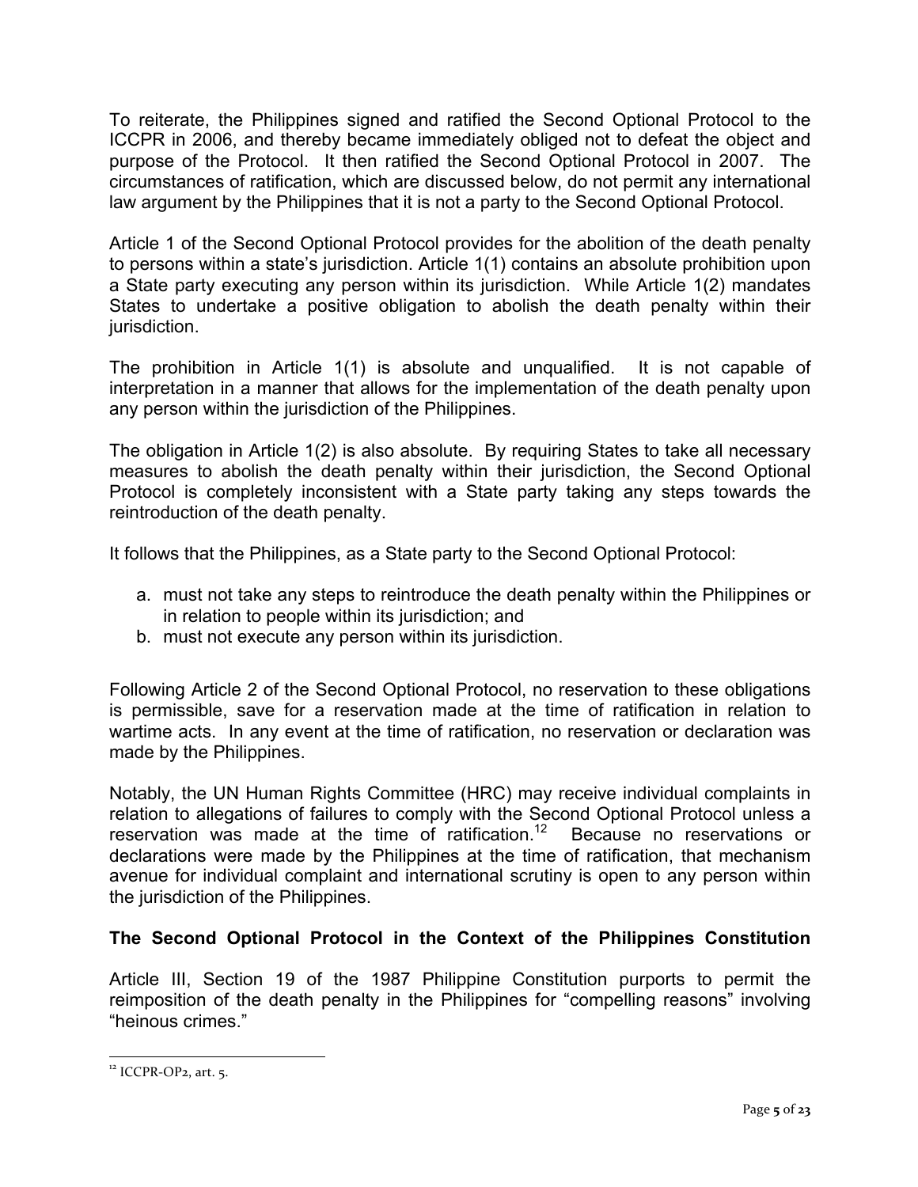To reiterate, the Philippines signed and ratified the Second Optional Protocol to the ICCPR in 2006, and thereby became immediately obliged not to defeat the object and purpose of the Protocol. It then ratified the Second Optional Protocol in 2007. The circumstances of ratification, which are discussed below, do not permit any international law argument by the Philippines that it is not a party to the Second Optional Protocol.

Article 1 of the Second Optional Protocol provides for the abolition of the death penalty to persons within a state's jurisdiction. Article 1(1) contains an absolute prohibition upon a State party executing any person within its jurisdiction. While Article 1(2) mandates States to undertake a positive obligation to abolish the death penalty within their jurisdiction.

The prohibition in Article 1(1) is absolute and unqualified. It is not capable of interpretation in a manner that allows for the implementation of the death penalty upon any person within the jurisdiction of the Philippines.

The obligation in Article 1(2) is also absolute. By requiring States to take all necessary measures to abolish the death penalty within their jurisdiction, the Second Optional Protocol is completely inconsistent with a State party taking any steps towards the reintroduction of the death penalty.

It follows that the Philippines, as a State party to the Second Optional Protocol:

a. must not take any steps to reintroduce the death penalty within the Philippines or in relation to people within its jurisdiction; and
b. must not execute any person within its jurisdiction.

Following Article 2 of the Second Optional Protocol, no reservation to these obligations is permissible, save for a reservation made at the time of ratification in relation to wartime acts. In any event at the time of ratification, no reservation or declaration was made by the Philippines.

Notably, the UN Human Rights Committee (HRC) may receive individual complaints in relation to allegations of failures to comply with the Second Optional Protocol unless a reservation was made at the time of ratification.[12] Because no reservations or declarations were made by the Philippines at the time of ratification, that mechanism avenue for individual complaint and international scrutiny is open to any person within the jurisdiction of the Philippines.

**The Second Optional Protocol in the Context of the Philippines Constitution**

Article III, Section 19 of the 1987 Philippine Constitution purports to permit the reimposition of the death penalty in the Philippines for "compelling reasons" involving "heinous crimes."

---

[12] ICCPR-OP2, art. 5.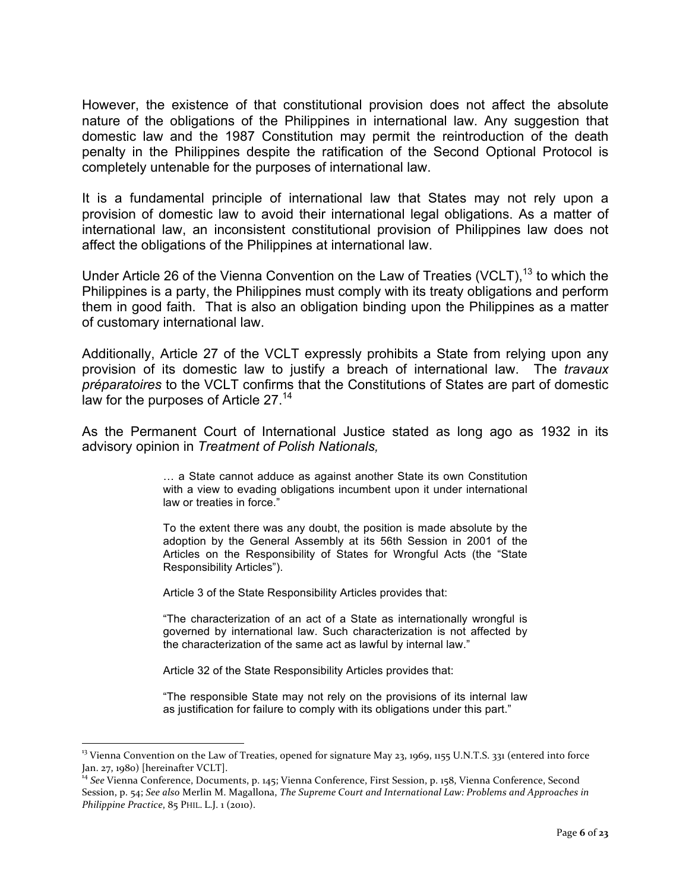However, the existence of that constitutional provision does not affect the absolute nature of the obligations of the Philippines in international law. Any suggestion that domestic law and the 1987 Constitution may permit the reintroduction of the death penalty in the Philippines despite the ratification of the Second Optional Protocol is completely untenable for the purposes of international law.

It is a fundamental principle of international law that States may not rely upon a provision of domestic law to avoid their international legal obligations. As a matter of international law, an inconsistent constitutional provision of Philippines law does not affect the obligations of the Philippines at international law.

Under Article 26 of the Vienna Convention on the Law of Treaties (VCLT),[13] to which the Philippines is a party, the Philippines must comply with its treaty obligations and perform them in good faith. That is also an obligation binding upon the Philippines as a matter of customary international law.

Additionally, Article 27 of the VCLT expressly prohibits a State from relying upon any provision of its domestic law to justify a breach of international law. The *travaux préparatoires* to the VCLT confirms that the Constitutions of States are part of domestic law for the purposes of Article 27.[14]

As the Permanent Court of International Justice stated as long ago as 1932 in its advisory opinion in *Treatment of Polish Nationals,*

> … a State cannot adduce as against another State its own Constitution with a view to evading obligations incumbent upon it under international law or treaties in force."
>
> To the extent there was any doubt, the position is made absolute by the adoption by the General Assembly at its 56th Session in 2001 of the Articles on the Responsibility of States for Wrongful Acts (the "State Responsibility Articles").
>
> Article 3 of the State Responsibility Articles provides that:
>
> "The characterization of an act of a State as internationally wrongful is governed by international law. Such characterization is not affected by the characterization of the same act as lawful by internal law."
>
> Article 32 of the State Responsibility Articles provides that:
>
> "The responsible State may not rely on the provisions of its internal law as justification for failure to comply with its obligations under this part."

---

[13] Vienna Convention on the Law of Treaties, opened for signature May 23, 1969, 1155 U.N.T.S. 331 (entered into force Jan. 27, 1980) [hereinafter VCLT].

[14] *See* Vienna Conference, Documents, p. 145; Vienna Conference, First Session, p. 158, Vienna Conference, Second Session, p. 54; *See also* Merlin M. Magallona, *The Supreme Court and International Law: Problems and Approaches in Philippine Practice*, 85 PHIL. L.J. 1 (2010).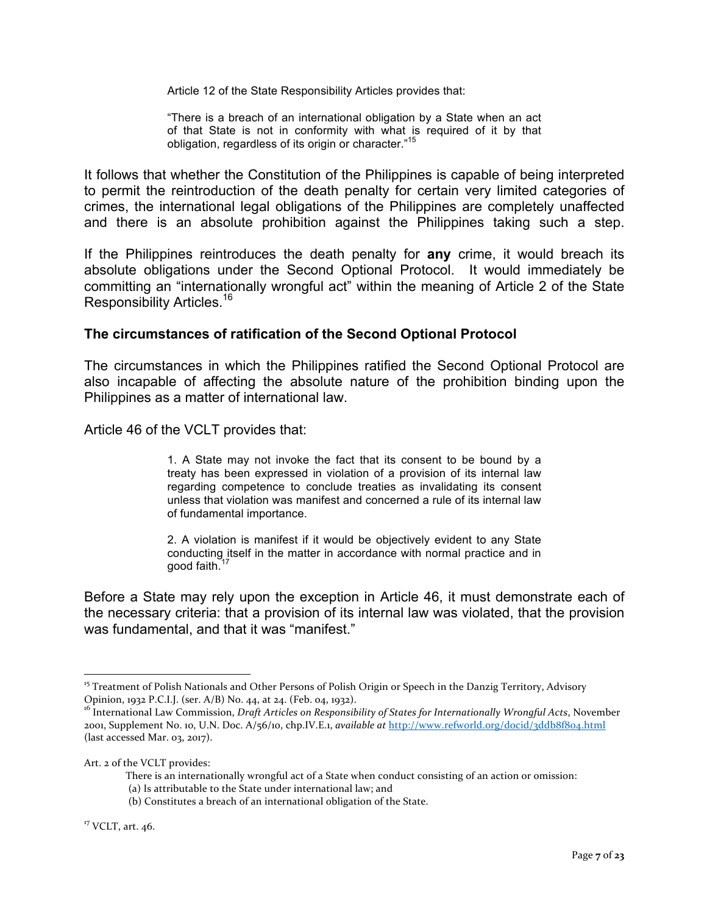> Article 12 of the State Responsibility Articles provides that:
>
> "There is a breach of an international obligation by a State when an act of that State is not in conformity with what is required of it by that obligation, regardless of its origin or character."[15]

It follows that whether the Constitution of the Philippines is capable of being interpreted to permit the reintroduction of the death penalty for certain very limited categories of crimes, the international legal obligations of the Philippines are completely unaffected and there is an absolute prohibition against the Philippines taking such a step.

If the Philippines reintroduces the death penalty for **any** crime, it would breach its absolute obligations under the Second Optional Protocol. It would immediately be committing an "internationally wrongful act" within the meaning of Article 2 of the State Responsibility Articles.[16]

### The circumstances of ratification of the Second Optional Protocol

The circumstances in which the Philippines ratified the Second Optional Protocol are also incapable of affecting the absolute nature of the prohibition binding upon the Philippines as a matter of international law.

Article 46 of the VCLT provides that:

> 1. A State may not invoke the fact that its consent to be bound by a treaty has been expressed in violation of a provision of its internal law regarding competence to conclude treaties as invalidating its consent unless that violation was manifest and concerned a rule of its internal law of fundamental importance.
>
> 2. A violation is manifest if it would be objectively evident to any State conducting itself in the matter in accordance with normal practice and in good faith.[17]

Before a State may rely upon the exception in Article 46, it must demonstrate each of the necessary criteria: that a provision of its internal law was violated, that the provision was fundamental, and that it was "manifest."

---

[15] Treatment of Polish Nationals and Other Persons of Polish Origin or Speech in the Danzig Territory, Advisory Opinion, 1932 P.C.I.J. (ser. A/B) No. 44, at 24. (Feb. 04, 1932).

[16] International Law Commission, *Draft Articles on Responsibility of States for Internationally Wrongful Acts*, November 2001, Supplement No. 10, U.N. Doc. A/56/10, chp.IV.E.1, *available at* http://www.refworld.org/docid/3ddb8f804.html (last accessed Mar. 03, 2017).

Art. 2 of the VCLT provides:

There is an internationally wrongful act of a State when conduct consisting of an action or omission:
(a) Is attributable to the State under international law; and
(b) Constitutes a breach of an international obligation of the State.

[17] VCLT, art. 46.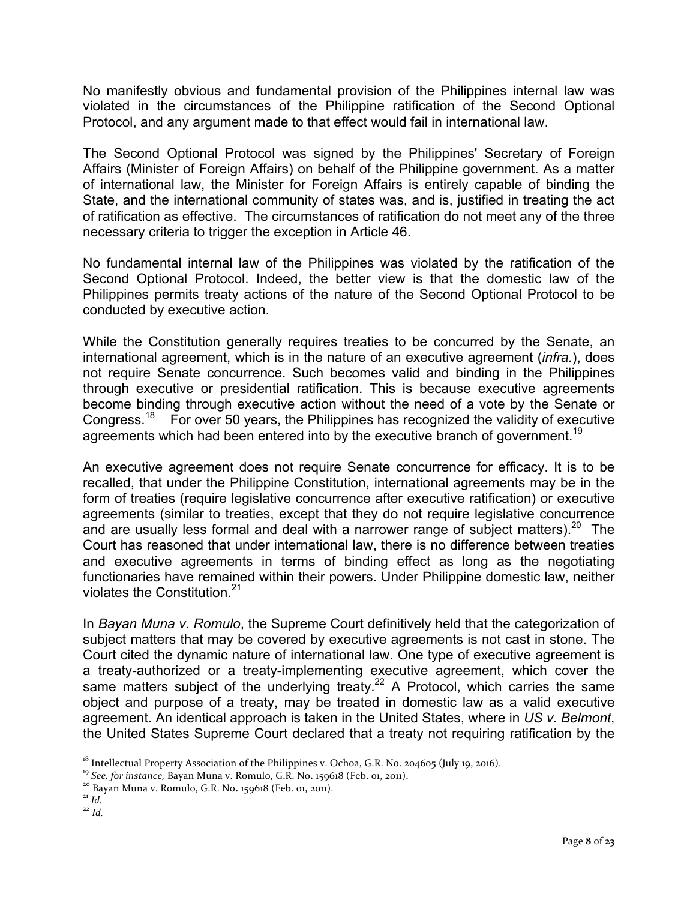No manifestly obvious and fundamental provision of the Philippines internal law was violated in the circumstances of the Philippine ratification of the Second Optional Protocol, and any argument made to that effect would fail in international law.

The Second Optional Protocol was signed by the Philippines' Secretary of Foreign Affairs (Minister of Foreign Affairs) on behalf of the Philippine government. As a matter of international law, the Minister for Foreign Affairs is entirely capable of binding the State, and the international community of states was, and is, justified in treating the act of ratification as effective. The circumstances of ratification do not meet any of the three necessary criteria to trigger the exception in Article 46.

No fundamental internal law of the Philippines was violated by the ratification of the Second Optional Protocol. Indeed, the better view is that the domestic law of the Philippines permits treaty actions of the nature of the Second Optional Protocol to be conducted by executive action.

While the Constitution generally requires treaties to be concurred by the Senate, an international agreement, which is in the nature of an executive agreement (*infra.*), does not require Senate concurrence. Such becomes valid and binding in the Philippines through executive or presidential ratification. This is because executive agreements become binding through executive action without the need of a vote by the Senate or Congress.[18] For over 50 years, the Philippines has recognized the validity of executive agreements which had been entered into by the executive branch of government.[19]

An executive agreement does not require Senate concurrence for efficacy. It is to be recalled, that under the Philippine Constitution, international agreements may be in the form of treaties (require legislative concurrence after executive ratification) or executive agreements (similar to treaties, except that they do not require legislative concurrence and are usually less formal and deal with a narrower range of subject matters).[20] The Court has reasoned that under international law, there is no difference between treaties and executive agreements in terms of binding effect as long as the negotiating functionaries have remained within their powers. Under Philippine domestic law, neither violates the Constitution.[21]

In *Bayan Muna v. Romulo*, the Supreme Court definitively held that the categorization of subject matters that may be covered by executive agreements is not cast in stone. The Court cited the dynamic nature of international law. One type of executive agreement is a treaty-authorized or a treaty-implementing executive agreement, which cover the same matters subject of the underlying treaty.[22] A Protocol, which carries the same object and purpose of a treaty, may be treated in domestic law as a valid executive agreement. An identical approach is taken in the United States, where in *US v. Belmont*, the United States Supreme Court declared that a treaty not requiring ratification by the

---

[18] Intellectual Property Association of the Philippines v. Ochoa, G.R. No. 204605 (July 19, 2016).

[19] *See, for instance,* Bayan Muna v. Romulo, G.R. No. 159618 (Feb. 01, 2011).

[20] Bayan Muna v. Romulo, G.R. No. 159618 (Feb. 01, 2011).

[21] *Id.*

[22] *Id.*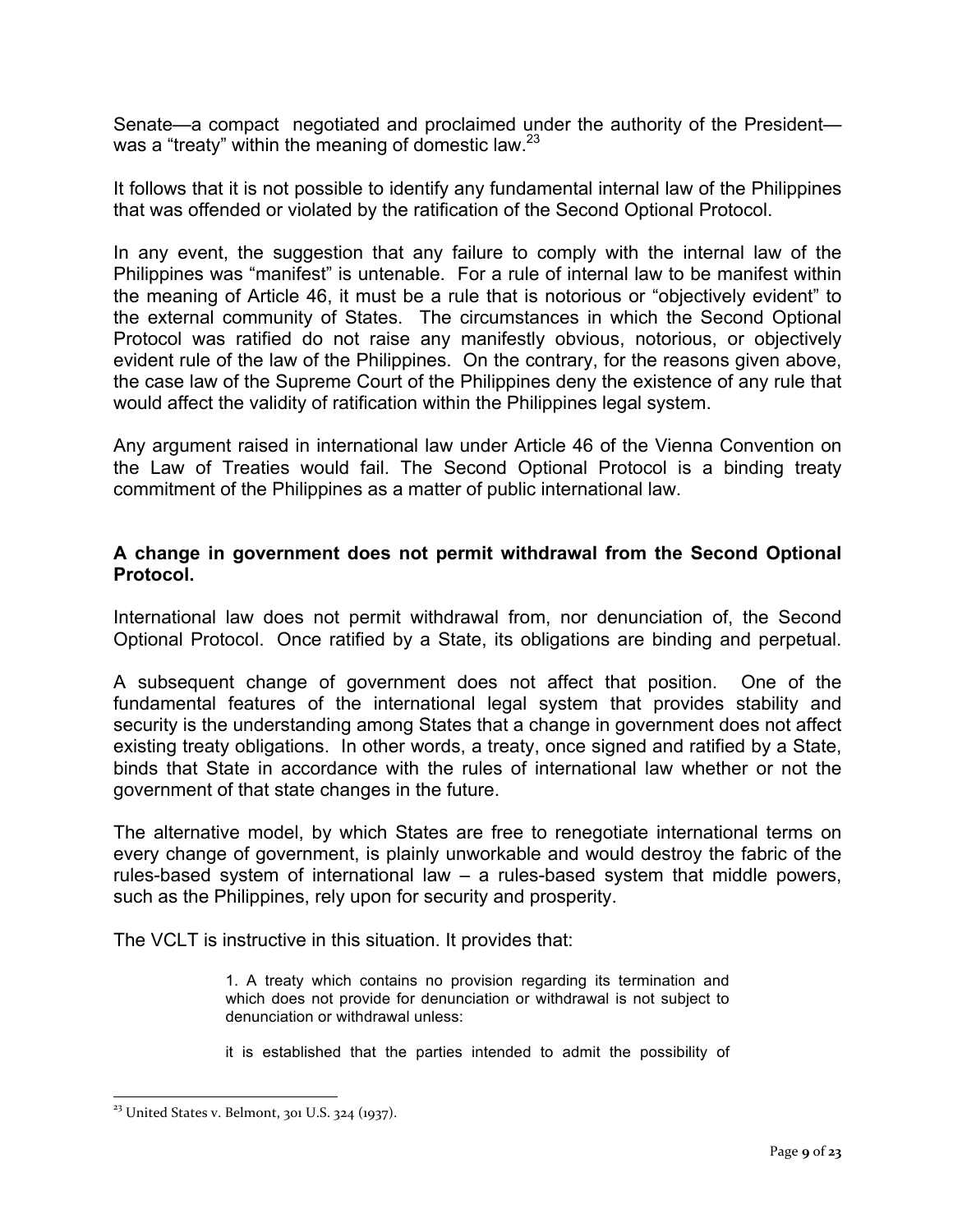Senate—a compact negotiated and proclaimed under the authority of the President—was a "treaty" within the meaning of domestic law.[23]

It follows that it is not possible to identify any fundamental internal law of the Philippines that was offended or violated by the ratification of the Second Optional Protocol.

In any event, the suggestion that any failure to comply with the internal law of the Philippines was "manifest" is untenable. For a rule of internal law to be manifest within the meaning of Article 46, it must be a rule that is notorious or "objectively evident" to the external community of States. The circumstances in which the Second Optional Protocol was ratified do not raise any manifestly obvious, notorious, or objectively evident rule of the law of the Philippines. On the contrary, for the reasons given above, the case law of the Supreme Court of the Philippines deny the existence of any rule that would affect the validity of ratification within the Philippines legal system.

Any argument raised in international law under Article 46 of the Vienna Convention on the Law of Treaties would fail. The Second Optional Protocol is a binding treaty commitment of the Philippines as a matter of public international law.

**A change in government does not permit withdrawal from the Second Optional Protocol.**

International law does not permit withdrawal from, nor denunciation of, the Second Optional Protocol. Once ratified by a State, its obligations are binding and perpetual.

A subsequent change of government does not affect that position. One of the fundamental features of the international legal system that provides stability and security is the understanding among States that a change in government does not affect existing treaty obligations. In other words, a treaty, once signed and ratified by a State, binds that State in accordance with the rules of international law whether or not the government of that state changes in the future.

The alternative model, by which States are free to renegotiate international terms on every change of government, is plainly unworkable and would destroy the fabric of the rules-based system of international law – a rules-based system that middle powers, such as the Philippines, rely upon for security and prosperity.

The VCLT is instructive in this situation. It provides that:

> 1. A treaty which contains no provision regarding its termination and which does not provide for denunciation or withdrawal is not subject to denunciation or withdrawal unless:
>
> it is established that the parties intended to admit the possibility of

[23] United States v. Belmont, 301 U.S. 324 (1937).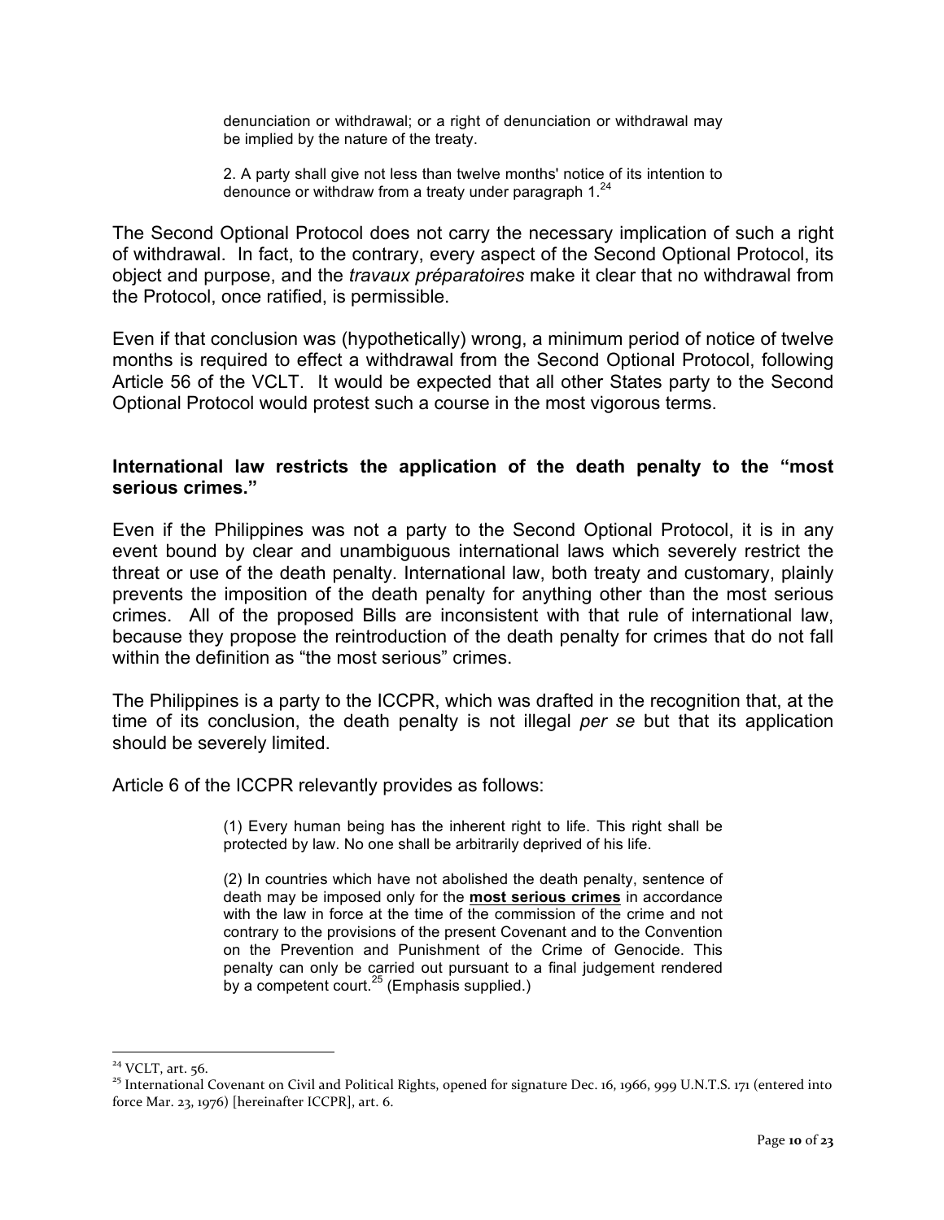> denunciation or withdrawal; or a right of denunciation or withdrawal may be implied by the nature of the treaty.
>
> 2. A party shall give not less than twelve months' notice of its intention to denounce or withdraw from a treaty under paragraph 1.[24]

The Second Optional Protocol does not carry the necessary implication of such a right of withdrawal. In fact, to the contrary, every aspect of the Second Optional Protocol, its object and purpose, and the *travaux préparatoires* make it clear that no withdrawal from the Protocol, once ratified, is permissible.

Even if that conclusion was (hypothetically) wrong, a minimum period of notice of twelve months is required to effect a withdrawal from the Second Optional Protocol, following Article 56 of the VCLT. It would be expected that all other States party to the Second Optional Protocol would protest such a course in the most vigorous terms.

**International law restricts the application of the death penalty to the "most serious crimes."**

Even if the Philippines was not a party to the Second Optional Protocol, it is in any event bound by clear and unambiguous international laws which severely restrict the threat or use of the death penalty. International law, both treaty and customary, plainly prevents the imposition of the death penalty for anything other than the most serious crimes. All of the proposed Bills are inconsistent with that rule of international law, because they propose the reintroduction of the death penalty for crimes that do not fall within the definition as "the most serious" crimes.

The Philippines is a party to the ICCPR, which was drafted in the recognition that, at the time of its conclusion, the death penalty is not illegal *per se* but that its application should be severely limited.

Article 6 of the ICCPR relevantly provides as follows:

> (1) Every human being has the inherent right to life. This right shall be protected by law. No one shall be arbitrarily deprived of his life.
>
> (2) In countries which have not abolished the death penalty, sentence of death may be imposed only for the **most serious crimes** in accordance with the law in force at the time of the commission of the crime and not contrary to the provisions of the present Covenant and to the Convention on the Prevention and Punishment of the Crime of Genocide. This penalty can only be carried out pursuant to a final judgement rendered by a competent court.[25] (Emphasis supplied.)

---

[24] VCLT, art. 56.

[25] International Covenant on Civil and Political Rights, opened for signature Dec. 16, 1966, 999 U.N.T.S. 171 (entered into force Mar. 23, 1976) [hereinafter ICCPR], art. 6.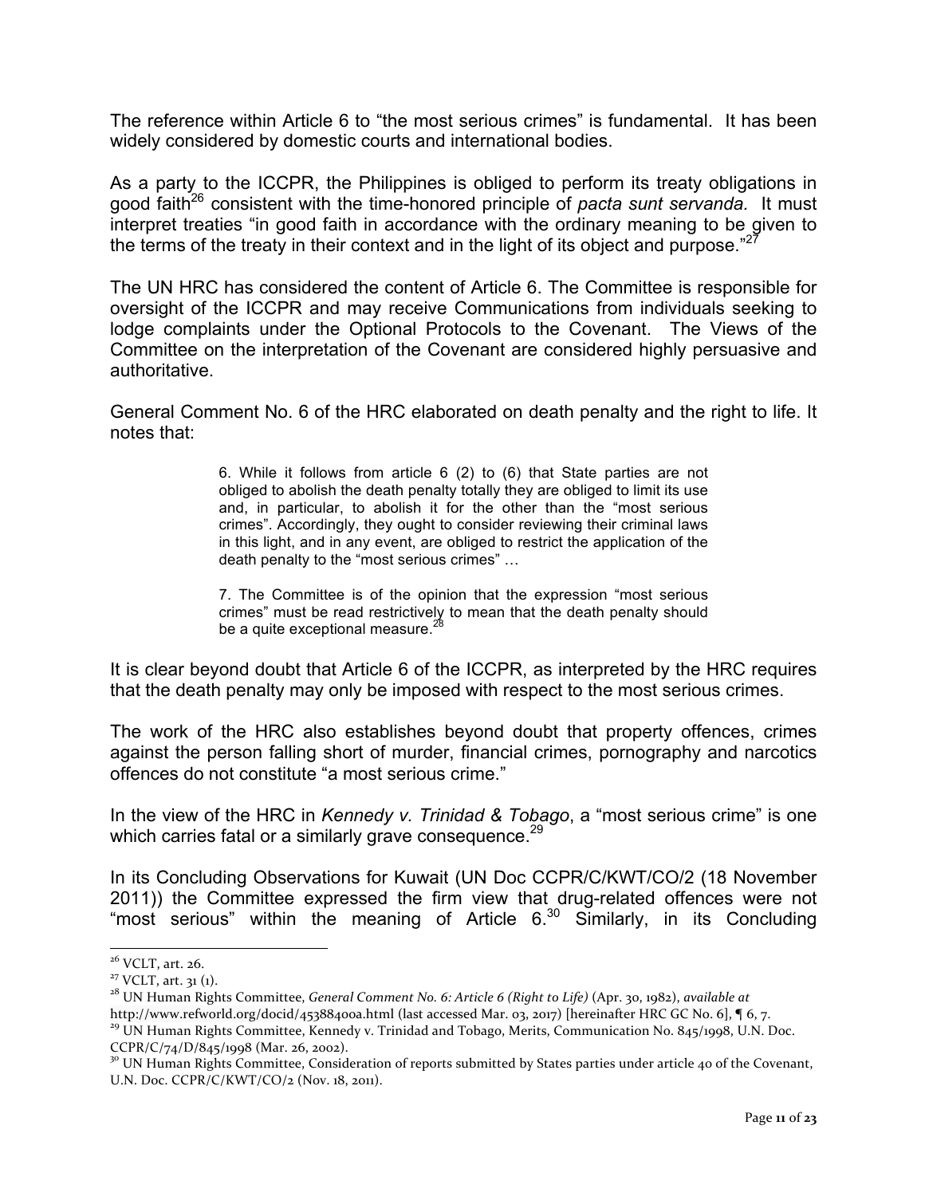The reference within Article 6 to "the most serious crimes" is fundamental. It has been widely considered by domestic courts and international bodies.

As a party to the ICCPR, the Philippines is obliged to perform its treaty obligations in good faith[26] consistent with the time-honored principle of *pacta sunt servanda.* It must interpret treaties "in good faith in accordance with the ordinary meaning to be given to the terms of the treaty in their context and in the light of its object and purpose."[27]

The UN HRC has considered the content of Article 6. The Committee is responsible for oversight of the ICCPR and may receive Communications from individuals seeking to lodge complaints under the Optional Protocols to the Covenant. The Views of the Committee on the interpretation of the Covenant are considered highly persuasive and authoritative.

General Comment No. 6 of the HRC elaborated on death penalty and the right to life. It notes that:

> 6. While it follows from article 6 (2) to (6) that State parties are not obliged to abolish the death penalty totally they are obliged to limit its use and, in particular, to abolish it for the other than the "most serious crimes". Accordingly, they ought to consider reviewing their criminal laws in this light, and in any event, are obliged to restrict the application of the death penalty to the "most serious crimes" …
>
> 7. The Committee is of the opinion that the expression "most serious crimes" must be read restrictively to mean that the death penalty should be a quite exceptional measure.[28]

It is clear beyond doubt that Article 6 of the ICCPR, as interpreted by the HRC requires that the death penalty may only be imposed with respect to the most serious crimes.

The work of the HRC also establishes beyond doubt that property offences, crimes against the person falling short of murder, financial crimes, pornography and narcotics offences do not constitute "a most serious crime."

In the view of the HRC in *Kennedy v. Trinidad & Tobago*, a "most serious crime" is one which carries fatal or a similarly grave consequence.[29]

In its Concluding Observations for Kuwait (UN Doc CCPR/C/KWT/CO/2 (18 November 2011)) the Committee expressed the firm view that drug-related offences were not "most serious" within the meaning of Article 6.[30] Similarly, in its Concluding

---

[26] VCLT, art. 26.

[27] VCLT, art. 31 (1).

[28] UN Human Rights Committee, *General Comment No. 6: Article 6 (Right to Life)* (Apr. 30, 1982), *available at* http://www.refworld.org/docid/45388400a.html (last accessed Mar. 03, 2017) [hereinafter HRC GC No. 6], ¶ 6, 7.

[29] UN Human Rights Committee, Kennedy v. Trinidad and Tobago, Merits, Communication No. 845/1998, U.N. Doc. CCPR/C/74/D/845/1998 (Mar. 26, 2002).

[30] UN Human Rights Committee, Consideration of reports submitted by States parties under article 40 of the Covenant, U.N. Doc. CCPR/C/KWT/CO/2 (Nov. 18, 2011).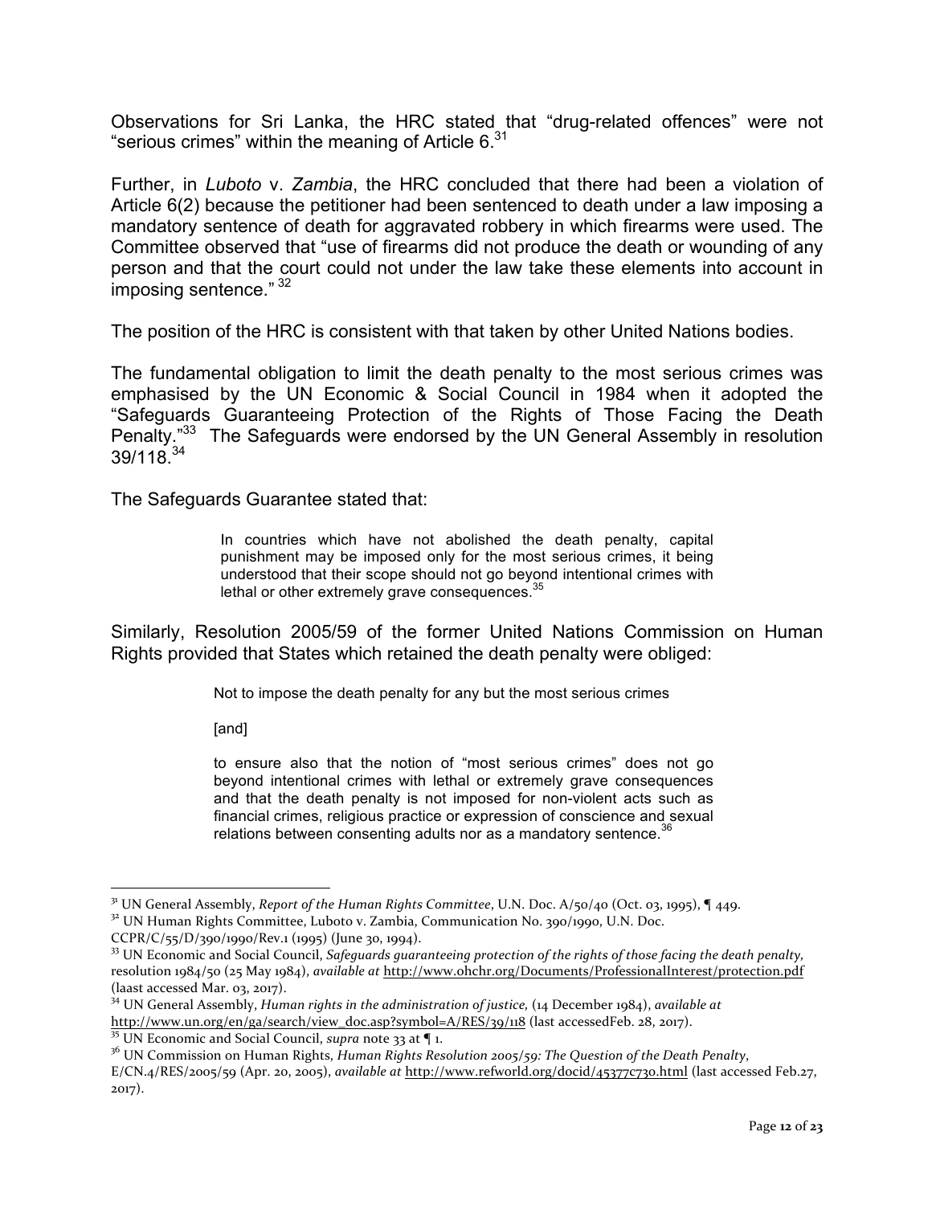Observations for Sri Lanka, the HRC stated that "drug-related offences" were not "serious crimes" within the meaning of Article 6.[31]

Further, in *Luboto* v. *Zambia*, the HRC concluded that there had been a violation of Article 6(2) because the petitioner had been sentenced to death under a law imposing a mandatory sentence of death for aggravated robbery in which firearms were used. The Committee observed that "use of firearms did not produce the death or wounding of any person and that the court could not under the law take these elements into account in imposing sentence." [32]

The position of the HRC is consistent with that taken by other United Nations bodies.

The fundamental obligation to limit the death penalty to the most serious crimes was emphasised by the UN Economic & Social Council in 1984 when it adopted the "Safeguards Guaranteeing Protection of the Rights of Those Facing the Death Penalty."[33] The Safeguards were endorsed by the UN General Assembly in resolution 39/118.[34]

The Safeguards Guarantee stated that:

> In countries which have not abolished the death penalty, capital punishment may be imposed only for the most serious crimes, it being understood that their scope should not go beyond intentional crimes with lethal or other extremely grave consequences.[35]

Similarly, Resolution 2005/59 of the former United Nations Commission on Human Rights provided that States which retained the death penalty were obliged:

> Not to impose the death penalty for any but the most serious crimes
>
> [and]
>
> to ensure also that the notion of "most serious crimes" does not go beyond intentional crimes with lethal or extremely grave consequences and that the death penalty is not imposed for non-violent acts such as financial crimes, religious practice or expression of conscience and sexual relations between consenting adults nor as a mandatory sentence.[36]

---

[31] UN General Assembly, *Report of the Human Rights Committee*, U.N. Doc. A/50/40 (Oct. 03, 1995), ¶ 449.

[32] UN Human Rights Committee, Luboto v. Zambia, Communication No. 390/1990, U.N. Doc. CCPR/C/55/D/390/1990/Rev.1 (1995) (June 30, 1994).

[33] UN Economic and Social Council, *Safeguards guaranteeing protection of the rights of those facing the death penalty*, resolution 1984/50 (25 May 1984), *available at* http://www.ohchr.org/Documents/ProfessionalInterest/protection.pdf (laast accessed Mar. 03, 2017).

[34] UN General Assembly, *Human rights in the administration of justice*, (14 December 1984), *available at* http://www.un.org/en/ga/search/view_doc.asp?symbol=A/RES/39/118 (last accessedFeb. 28, 2017).

[35] UN Economic and Social Council, *supra* note 33 at ¶ 1.

[36] UN Commission on Human Rights, *Human Rights Resolution 2005/59: The Question of the Death Penalty*, E/CN.4/RES/2005/59 (Apr. 20, 2005), *available at* http://www.refworld.org/docid/45377c730.html (last accessed Feb.27, 2017).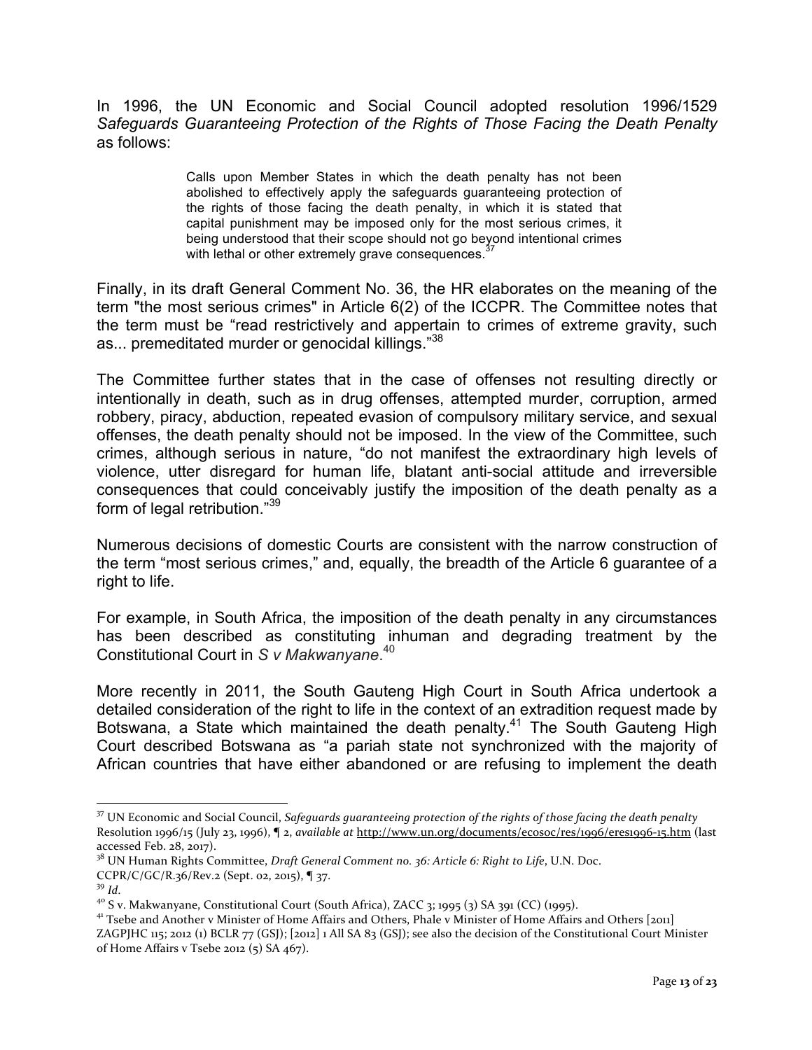In 1996, the UN Economic and Social Council adopted resolution 1996/1529 *Safeguards Guaranteeing Protection of the Rights of Those Facing the Death Penalty* as follows:

> Calls upon Member States in which the death penalty has not been abolished to effectively apply the safeguards guaranteeing protection of the rights of those facing the death penalty, in which it is stated that capital punishment may be imposed only for the most serious crimes, it being understood that their scope should not go beyond intentional crimes with lethal or other extremely grave consequences.[37]

Finally, in its draft General Comment No. 36, the HR elaborates on the meaning of the term "the most serious crimes" in Article 6(2) of the ICCPR. The Committee notes that the term must be "read restrictively and appertain to crimes of extreme gravity, such as... premeditated murder or genocidal killings."[38]

The Committee further states that in the case of offenses not resulting directly or intentionally in death, such as in drug offenses, attempted murder, corruption, armed robbery, piracy, abduction, repeated evasion of compulsory military service, and sexual offenses, the death penalty should not be imposed. In the view of the Committee, such crimes, although serious in nature, "do not manifest the extraordinary high levels of violence, utter disregard for human life, blatant anti-social attitude and irreversible consequences that could conceivably justify the imposition of the death penalty as a form of legal retribution."[39]

Numerous decisions of domestic Courts are consistent with the narrow construction of the term "most serious crimes," and, equally, the breadth of the Article 6 guarantee of a right to life.

For example, in South Africa, the imposition of the death penalty in any circumstances has been described as constituting inhuman and degrading treatment by the Constitutional Court in *S v Makwanyane*.[40]

More recently in 2011, the South Gauteng High Court in South Africa undertook a detailed consideration of the right to life in the context of an extradition request made by Botswana, a State which maintained the death penalty.[41] The South Gauteng High Court described Botswana as "a pariah state not synchronized with the majority of African countries that have either abandoned or are refusing to implement the death

---

[37] UN Economic and Social Council, *Safeguards guaranteeing protection of the rights of those facing the death penalty* Resolution 1996/15 (July 23, 1996), ¶ 2, *available at* http://www.un.org/documents/ecosoc/res/1996/eres1996-15.htm (last accessed Feb. 28, 2017).

[38] UN Human Rights Committee, *Draft General Comment no. 36: Article 6: Right to Life*, U.N. Doc. CCPR/C/GC/R.36/Rev.2 (Sept. 02, 2015), ¶ 37.

[39] *Id*.

[40] S v. Makwanyane, Constitutional Court (South Africa), ZACC 3; 1995 (3) SA 391 (CC) (1995).

[41] Tsebe and Another v Minister of Home Affairs and Others, Phale v Minister of Home Affairs and Others [2011] ZAGPJHC 115; 2012 (1) BCLR 77 (GSJ); [2012] 1 All SA 83 (GSJ); see also the decision of the Constitutional Court Minister of Home Affairs v Tsebe 2012 (5) SA 467).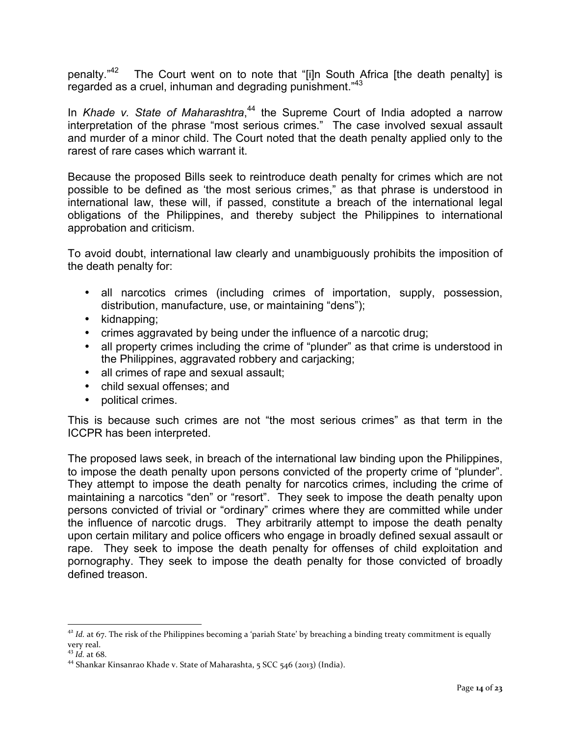penalty."[42] The Court went on to note that "[i]n South Africa [the death penalty] is regarded as a cruel, inhuman and degrading punishment."[43]

In *Khade v. State of Maharashtra*,[44] the Supreme Court of India adopted a narrow interpretation of the phrase "most serious crimes." The case involved sexual assault and murder of a minor child. The Court noted that the death penalty applied only to the rarest of rare cases which warrant it.

Because the proposed Bills seek to reintroduce death penalty for crimes which are not possible to be defined as 'the most serious crimes," as that phrase is understood in international law, these will, if passed, constitute a breach of the international legal obligations of the Philippines, and thereby subject the Philippines to international approbation and criticism.

To avoid doubt, international law clearly and unambiguously prohibits the imposition of the death penalty for:

- all narcotics crimes (including crimes of importation, supply, possession, distribution, manufacture, use, or maintaining "dens");
- kidnapping;
- crimes aggravated by being under the influence of a narcotic drug;
- all property crimes including the crime of "plunder" as that crime is understood in the Philippines, aggravated robbery and carjacking;
- all crimes of rape and sexual assault;
- child sexual offenses; and
- political crimes.

This is because such crimes are not "the most serious crimes" as that term in the ICCPR has been interpreted.

The proposed laws seek, in breach of the international law binding upon the Philippines, to impose the death penalty upon persons convicted of the property crime of "plunder". They attempt to impose the death penalty for narcotics crimes, including the crime of maintaining a narcotics "den" or "resort". They seek to impose the death penalty upon persons convicted of trivial or "ordinary" crimes where they are committed while under the influence of narcotic drugs. They arbitrarily attempt to impose the death penalty upon certain military and police officers who engage in broadly defined sexual assault or rape. They seek to impose the death penalty for offenses of child exploitation and pornography. They seek to impose the death penalty for those convicted of broadly defined treason.

---

[42] *Id.* at 67. The risk of the Philippines becoming a 'pariah State' by breaching a binding treaty commitment is equally very real.

[43] *Id.* at 68.

[44] Shankar Kinsanrao Khade v. State of Maharashta, 5 SCC 546 (2013) (India).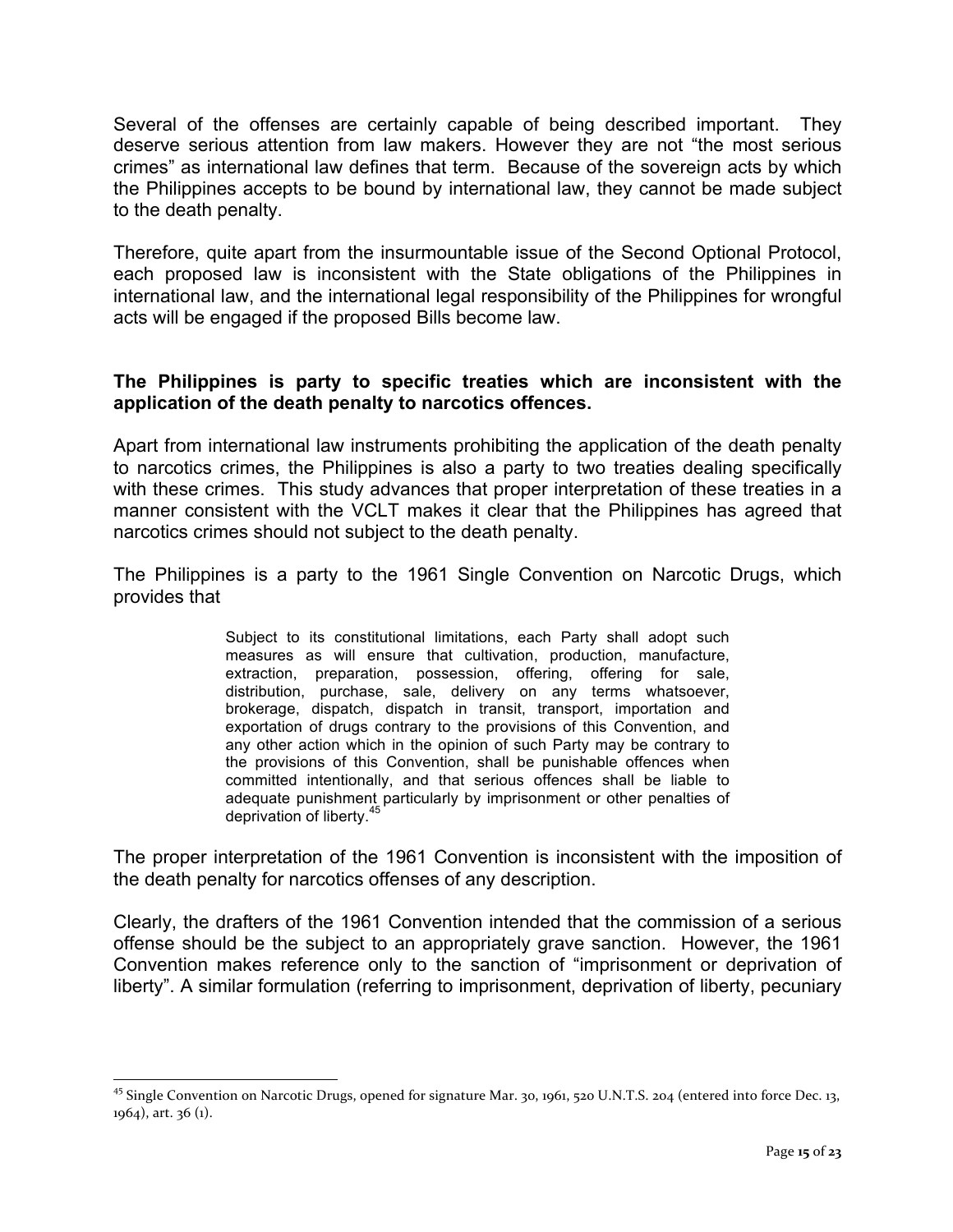Several of the offenses are certainly capable of being described important. They deserve serious attention from law makers. However they are not "the most serious crimes" as international law defines that term. Because of the sovereign acts by which the Philippines accepts to be bound by international law, they cannot be made subject to the death penalty.

Therefore, quite apart from the insurmountable issue of the Second Optional Protocol, each proposed law is inconsistent with the State obligations of the Philippines in international law, and the international legal responsibility of the Philippines for wrongful acts will be engaged if the proposed Bills become law.

**The Philippines is party to specific treaties which are inconsistent with the application of the death penalty to narcotics offences.**

Apart from international law instruments prohibiting the application of the death penalty to narcotics crimes, the Philippines is also a party to two treaties dealing specifically with these crimes. This study advances that proper interpretation of these treaties in a manner consistent with the VCLT makes it clear that the Philippines has agreed that narcotics crimes should not subject to the death penalty.

The Philippines is a party to the 1961 Single Convention on Narcotic Drugs, which provides that

> Subject to its constitutional limitations, each Party shall adopt such measures as will ensure that cultivation, production, manufacture, extraction, preparation, possession, offering, offering for sale, distribution, purchase, sale, delivery on any terms whatsoever, brokerage, dispatch, dispatch in transit, transport, importation and exportation of drugs contrary to the provisions of this Convention, and any other action which in the opinion of such Party may be contrary to the provisions of this Convention, shall be punishable offences when committed intentionally, and that serious offences shall be liable to adequate punishment particularly by imprisonment or other penalties of deprivation of liberty.[45]

The proper interpretation of the 1961 Convention is inconsistent with the imposition of the death penalty for narcotics offenses of any description.

Clearly, the drafters of the 1961 Convention intended that the commission of a serious offense should be the subject to an appropriately grave sanction. However, the 1961 Convention makes reference only to the sanction of "imprisonment or deprivation of liberty". A similar formulation (referring to imprisonment, deprivation of liberty, pecuniary

---

[45] Single Convention on Narcotic Drugs, opened for signature Mar. 30, 1961, 520 U.N.T.S. 204 (entered into force Dec. 13, 1964), art. 36 (1).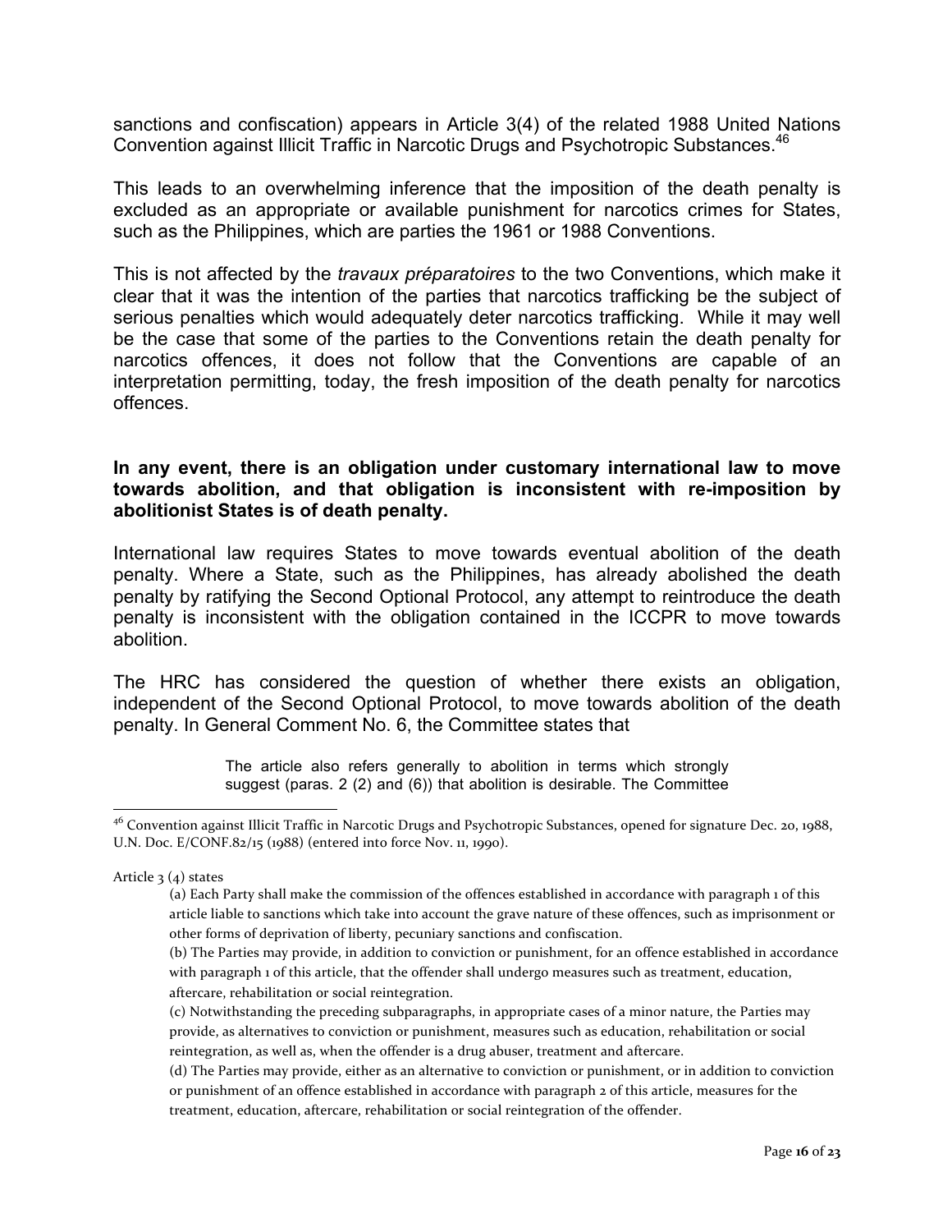sanctions and confiscation) appears in Article 3(4) of the related 1988 United Nations Convention against Illicit Traffic in Narcotic Drugs and Psychotropic Substances.[46]

This leads to an overwhelming inference that the imposition of the death penalty is excluded as an appropriate or available punishment for narcotics crimes for States, such as the Philippines, which are parties the 1961 or 1988 Conventions.

This is not affected by the *travaux préparatoires* to the two Conventions, which make it clear that it was the intention of the parties that narcotics trafficking be the subject of serious penalties which would adequately deter narcotics trafficking. While it may well be the case that some of the parties to the Conventions retain the death penalty for narcotics offences, it does not follow that the Conventions are capable of an interpretation permitting, today, the fresh imposition of the death penalty for narcotics offences.

**In any event, there is an obligation under customary international law to move towards abolition, and that obligation is inconsistent with re-imposition by abolitionist States is of death penalty.**

International law requires States to move towards eventual abolition of the death penalty. Where a State, such as the Philippines, has already abolished the death penalty by ratifying the Second Optional Protocol, any attempt to reintroduce the death penalty is inconsistent with the obligation contained in the ICCPR to move towards abolition.

The HRC has considered the question of whether there exists an obligation, independent of the Second Optional Protocol, to move towards abolition of the death penalty. In General Comment No. 6, the Committee states that

> The article also refers generally to abolition in terms which strongly suggest (paras. 2 (2) and (6)) that abolition is desirable. The Committee

---

[46] Convention against Illicit Traffic in Narcotic Drugs and Psychotropic Substances, opened for signature Dec. 20, 1988, U.N. Doc. E/CONF.82/15 (1988) (entered into force Nov. 11, 1990).

Article 3 (4) states

> (a) Each Party shall make the commission of the offences established in accordance with paragraph 1 of this article liable to sanctions which take into account the grave nature of these offences, such as imprisonment or other forms of deprivation of liberty, pecuniary sanctions and confiscation.
>
> (b) The Parties may provide, in addition to conviction or punishment, for an offence established in accordance with paragraph 1 of this article, that the offender shall undergo measures such as treatment, education, aftercare, rehabilitation or social reintegration.
>
> (c) Notwithstanding the preceding subparagraphs, in appropriate cases of a minor nature, the Parties may provide, as alternatives to conviction or punishment, measures such as education, rehabilitation or social reintegration, as well as, when the offender is a drug abuser, treatment and aftercare.
>
> (d) The Parties may provide, either as an alternative to conviction or punishment, or in addition to conviction or punishment of an offence established in accordance with paragraph 2 of this article, measures for the treatment, education, aftercare, rehabilitation or social reintegration of the offender.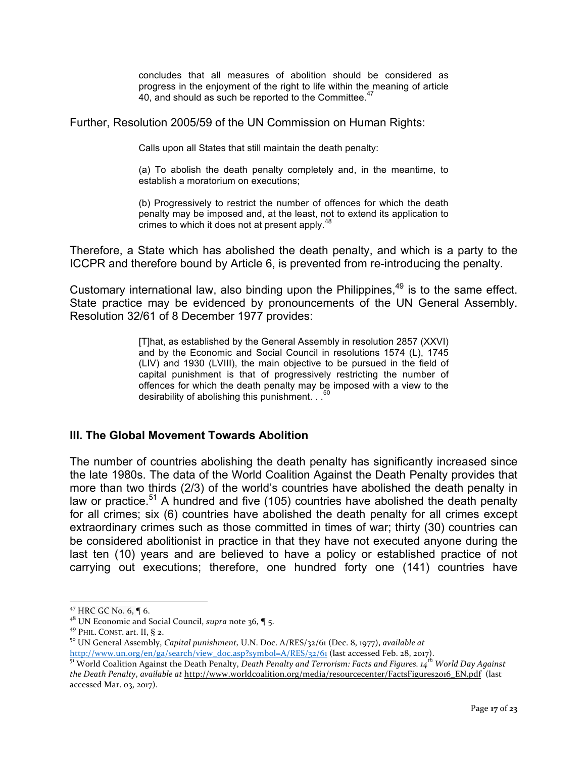> concludes that all measures of abolition should be considered as progress in the enjoyment of the right to life within the meaning of article 40, and should as such be reported to the Committee.[47]

Further, Resolution 2005/59 of the UN Commission on Human Rights:

> Calls upon all States that still maintain the death penalty:
>
> (a) To abolish the death penalty completely and, in the meantime, to establish a moratorium on executions;
>
> (b) Progressively to restrict the number of offences for which the death penalty may be imposed and, at the least, not to extend its application to crimes to which it does not at present apply.[48]

Therefore, a State which has abolished the death penalty, and which is a party to the ICCPR and therefore bound by Article 6, is prevented from re-introducing the penalty.

Customary international law, also binding upon the Philippines,[49] is to the same effect. State practice may be evidenced by pronouncements of the UN General Assembly. Resolution 32/61 of 8 December 1977 provides:

> [T]hat, as established by the General Assembly in resolution 2857 (XXVI) and by the Economic and Social Council in resolutions 1574 (L), 1745 (LIV) and 1930 (LVIII), the main objective to be pursued in the field of capital punishment is that of progressively restricting the number of offences for which the death penalty may be imposed with a view to the desirability of abolishing this punishment. . .[50]

### III. The Global Movement Towards Abolition

The number of countries abolishing the death penalty has significantly increased since the late 1980s. The data of the World Coalition Against the Death Penalty provides that more than two thirds (2/3) of the world's countries have abolished the death penalty in law or practice.[51] A hundred and five (105) countries have abolished the death penalty for all crimes; six (6) countries have abolished the death penalty for all crimes except extraordinary crimes such as those committed in times of war; thirty (30) countries can be considered abolitionist in practice in that they have not executed anyone during the last ten (10) years and are believed to have a policy or established practice of not carrying out executions; therefore, one hundred forty one (141) countries have

---

[47] HRC GC No. 6, ¶ 6.

[48] UN Economic and Social Council, *supra* note 36, ¶ 5.

[49] PHIL. CONST. art. II, § 2.

[50] UN General Assembly, *Capital punishment*, U.N. Doc. A/RES/32/61 (Dec. 8, 1977), *available at* http://www.un.org/en/ga/search/view_doc.asp?symbol=A/RES/32/61 (last accessed Feb. 28, 2017).

[51] World Coalition Against the Death Penalty, *Death Penalty and Terrorism: Facts and Figures. 14th World Day Against the Death Penalty*, *available at* http://www.worldcoalition.org/media/resourcecenter/FactsFigures2016_EN.pdf (last accessed Mar. 03, 2017).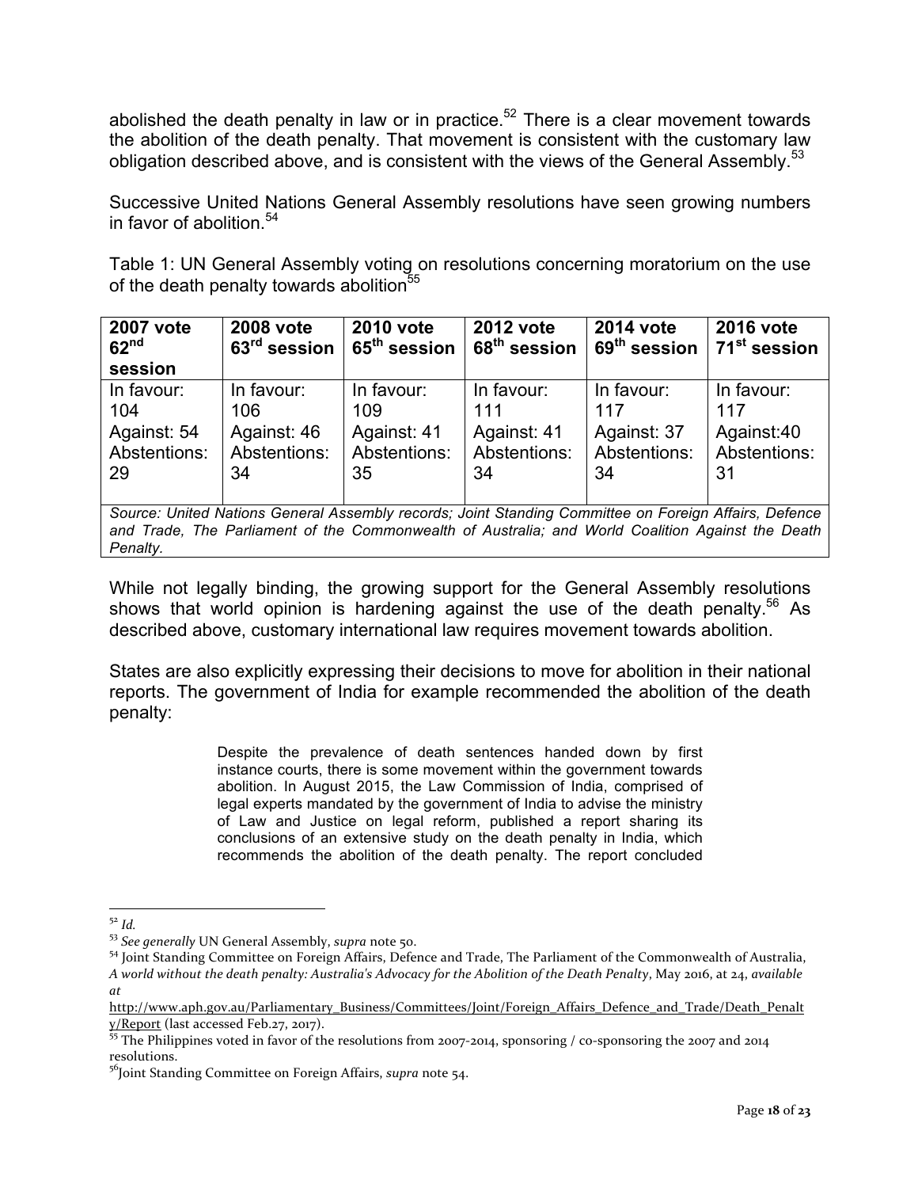abolished the death penalty in law or in practice.[52] There is a clear movement towards the abolition of the death penalty. That movement is consistent with the customary law obligation described above, and is consistent with the views of the General Assembly.[53]

Successive United Nations General Assembly resolutions have seen growing numbers in favor of abolition.[54]

Table 1: UN General Assembly voting on resolutions concerning moratorium on the use of the death penalty towards abolition[55]

| **2007 vote 62nd session** | **2008 vote 63rd session** | **2010 vote 65th session** | **2012 vote 68th session** | **2014 vote 69th session** | **2016 vote 71st session** |
|---|---|---|---|---|---|
| In favour: 104<br>Against: 54<br>Abstentions: 29 | In favour: 106<br>Against: 46<br>Abstentions: 34 | In favour: 109<br>Against: 41<br>Abstentions: 35 | In favour: 111<br>Against: 41<br>Abstentions: 34 | In favour: 117<br>Against: 37<br>Abstentions: 34 | In favour: 117<br>Against:40<br>Abstentions: 31 |
| *Source: United Nations General Assembly records; Joint Standing Committee on Foreign Affairs, Defence and Trade, The Parliament of the Commonwealth of Australia; and World Coalition Against the Death Penalty.* | | | | | |

While not legally binding, the growing support for the General Assembly resolutions shows that world opinion is hardening against the use of the death penalty.[56] As described above, customary international law requires movement towards abolition.

States are also explicitly expressing their decisions to move for abolition in their national reports. The government of India for example recommended the abolition of the death penalty:

> Despite the prevalence of death sentences handed down by first instance courts, there is some movement within the government towards abolition. In August 2015, the Law Commission of India, comprised of legal experts mandated by the government of India to advise the ministry of Law and Justice on legal reform, published a report sharing its conclusions of an extensive study on the death penalty in India, which recommends the abolition of the death penalty. The report concluded

---

[52] *Id.*

[53] *See generally* UN General Assembly, *supra* note 50.

[54] Joint Standing Committee on Foreign Affairs, Defence and Trade, The Parliament of the Commonwealth of Australia, *A world without the death penalty: Australia's Advocacy for the Abolition of the Death Penalty*, May 2016, at 24, *available at* http://www.aph.gov.au/Parliamentary_Business/Committees/Joint/Foreign_Affairs_Defence_and_Trade/Death_Penalty/Report (last accessed Feb.27, 2017).

[55] The Philippines voted in favor of the resolutions from 2007-2014, sponsoring / co-sponsoring the 2007 and 2014 resolutions.

[56] Joint Standing Committee on Foreign Affairs, *supra* note 54.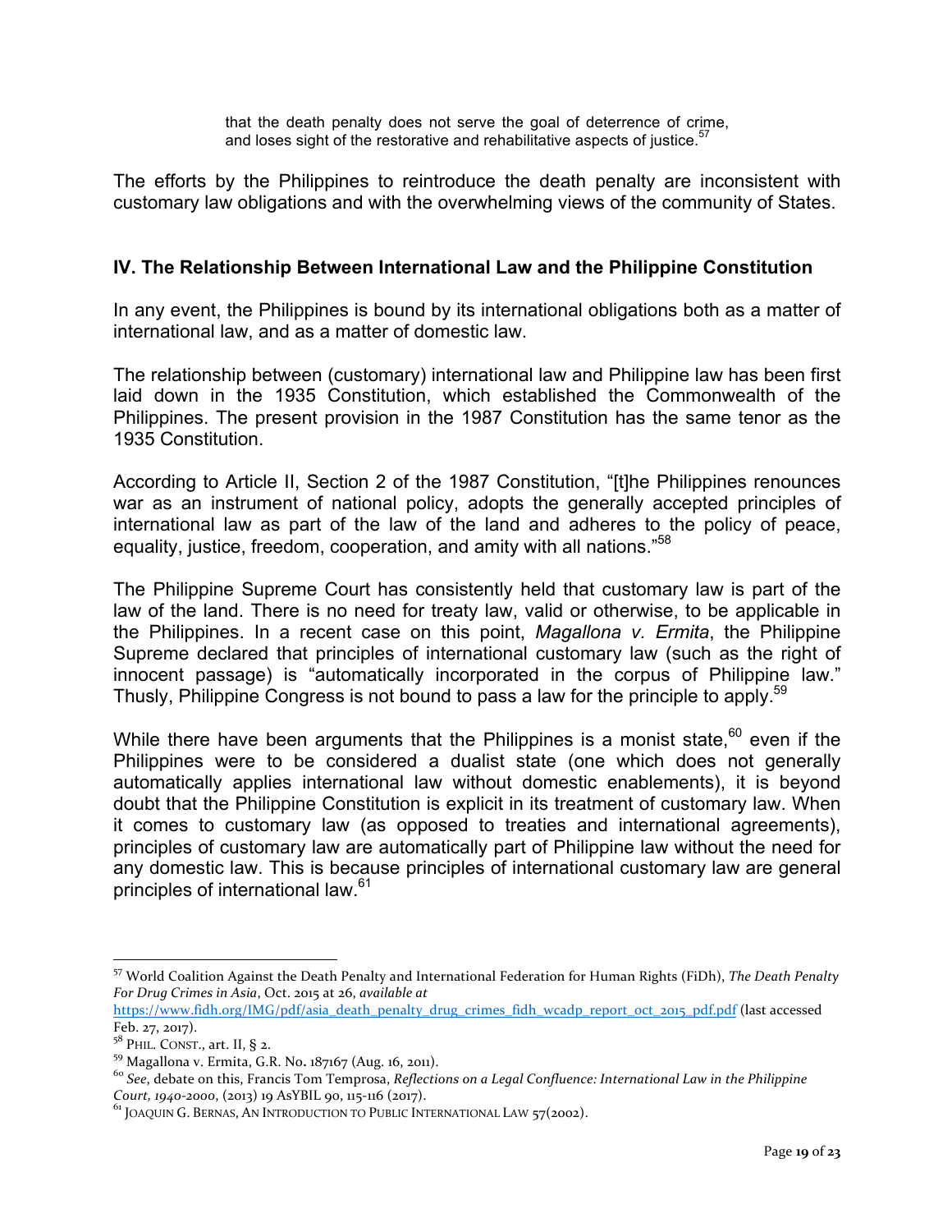> that the death penalty does not serve the goal of deterrence of crime, and loses sight of the restorative and rehabilitative aspects of justice.[57]

The efforts by the Philippines to reintroduce the death penalty are inconsistent with customary law obligations and with the overwhelming views of the community of States.

## IV. The Relationship Between International Law and the Philippine Constitution

In any event, the Philippines is bound by its international obligations both as a matter of international law, and as a matter of domestic law.

The relationship between (customary) international law and Philippine law has been first laid down in the 1935 Constitution, which established the Commonwealth of the Philippines. The present provision in the 1987 Constitution has the same tenor as the 1935 Constitution.

According to Article II, Section 2 of the 1987 Constitution, "[t]he Philippines renounces war as an instrument of national policy, adopts the generally accepted principles of international law as part of the law of the land and adheres to the policy of peace, equality, justice, freedom, cooperation, and amity with all nations."[58]

The Philippine Supreme Court has consistently held that customary law is part of the law of the land. There is no need for treaty law, valid or otherwise, to be applicable in the Philippines. In a recent case on this point, *Magallona v. Ermita*, the Philippine Supreme declared that principles of international customary law (such as the right of innocent passage) is "automatically incorporated in the corpus of Philippine law." Thusly, Philippine Congress is not bound to pass a law for the principle to apply.[59]

While there have been arguments that the Philippines is a monist state,[60] even if the Philippines were to be considered a dualist state (one which does not generally automatically applies international law without domestic enablements), it is beyond doubt that the Philippine Constitution is explicit in its treatment of customary law. When it comes to customary law (as opposed to treaties and international agreements), principles of customary law are automatically part of Philippine law without the need for any domestic law. This is because principles of international customary law are general principles of international law.[61]

---

[57] World Coalition Against the Death Penalty and International Federation for Human Rights (FiDh), *The Death Penalty For Drug Crimes in Asia*, Oct. 2015 at 26, *available at* https://www.fidh.org/IMG/pdf/asia_death_penalty_drug_crimes_fidh_wcadp_report_oct_2015_pdf.pdf (last accessed Feb. 27, 2017).

[58] PHIL. CONST., art. II, § 2.

[59] Magallona v. Ermita, G.R. No. 187167 (Aug. 16, 2011).

[60] *See*, debate on this, Francis Tom Temprosa, *Reflections on a Legal Confluence: International Law in the Philippine Court, 1940-2000*, (2013) 19 AsYBIL 90, 115-116 (2017).

[61] JOAQUIN G. BERNAS, AN INTRODUCTION TO PUBLIC INTERNATIONAL LAW 57(2002).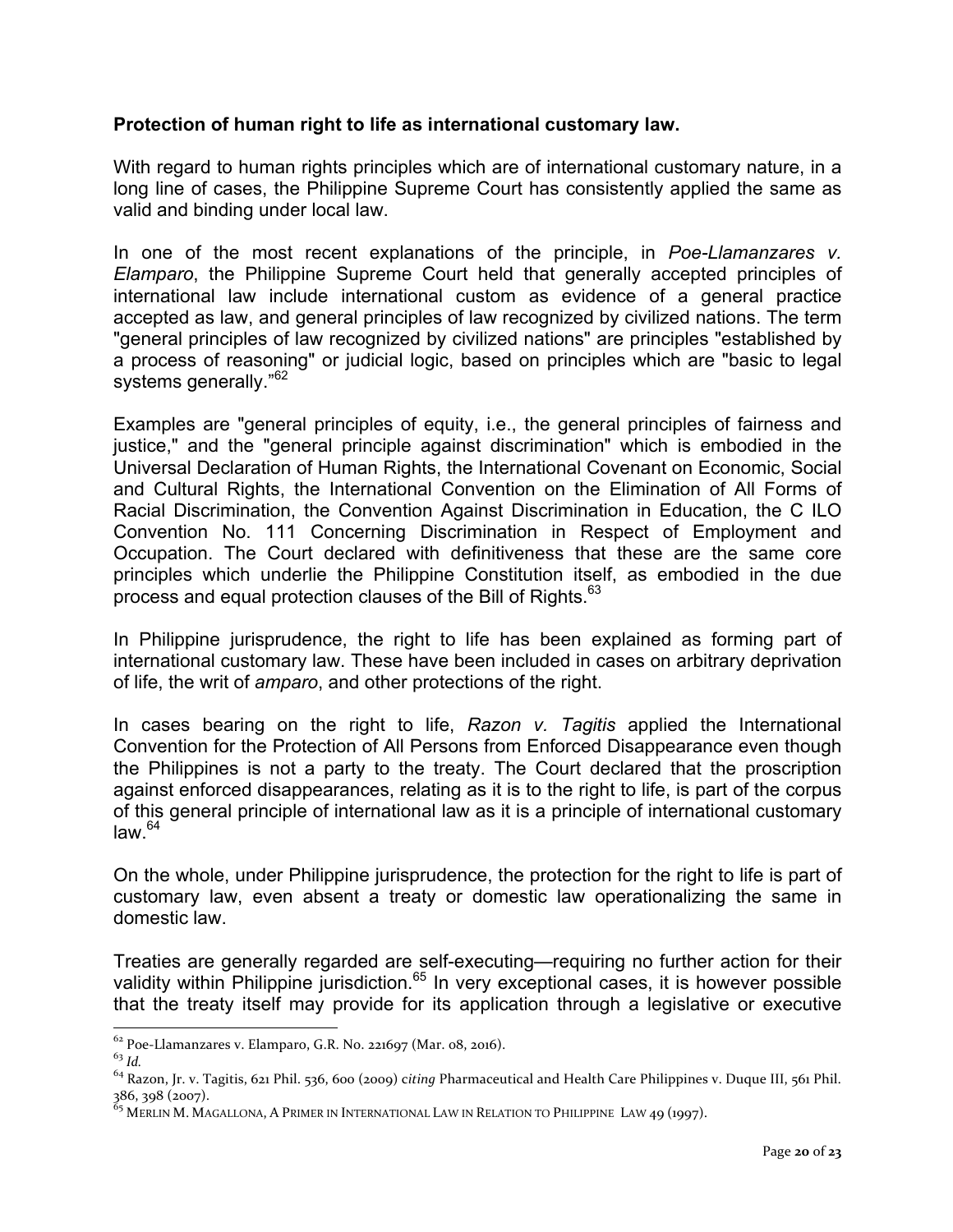**Protection of human right to life as international customary law.**

With regard to human rights principles which are of international customary nature, in a long line of cases, the Philippine Supreme Court has consistently applied the same as valid and binding under local law.

In one of the most recent explanations of the principle, in *Poe-Llamanzares v. Elamparo*, the Philippine Supreme Court held that generally accepted principles of international law include international custom as evidence of a general practice accepted as law, and general principles of law recognized by civilized nations. The term "general principles of law recognized by civilized nations" are principles "established by a process of reasoning" or judicial logic, based on principles which are "basic to legal systems generally."[62]

Examples are "general principles of equity, i.e., the general principles of fairness and justice," and the "general principle against discrimination" which is embodied in the Universal Declaration of Human Rights, the International Covenant on Economic, Social and Cultural Rights, the International Convention on the Elimination of All Forms of Racial Discrimination, the Convention Against Discrimination in Education, the C ILO Convention No. 111 Concerning Discrimination in Respect of Employment and Occupation. The Court declared with definitiveness that these are the same core principles which underlie the Philippine Constitution itself, as embodied in the due process and equal protection clauses of the Bill of Rights.[63]

In Philippine jurisprudence, the right to life has been explained as forming part of international customary law. These have been included in cases on arbitrary deprivation of life, the writ of *amparo*, and other protections of the right.

In cases bearing on the right to life, *Razon v. Tagitis* applied the International Convention for the Protection of All Persons from Enforced Disappearance even though the Philippines is not a party to the treaty. The Court declared that the proscription against enforced disappearances, relating as it is to the right to life, is part of the corpus of this general principle of international law as it is a principle of international customary law.[64]

On the whole, under Philippine jurisprudence, the protection for the right to life is part of customary law, even absent a treaty or domestic law operationalizing the same in domestic law.

Treaties are generally regarded are self-executing—requiring no further action for their validity within Philippine jurisdiction.[65] In very exceptional cases, it is however possible that the treaty itself may provide for its application through a legislative or executive

---

[62] Poe-Llamanzares v. Elamparo, G.R. No. 221697 (Mar. 08, 2016).

[63] *Id.*

[64] Razon, Jr. v. Tagitis, 621 Phil. 536, 600 (2009) c*iting* Pharmaceutical and Health Care Philippines v. Duque III, 561 Phil. 386, 398 (2007).

[65] MERLIN M. MAGALLONA, A PRIMER IN INTERNATIONAL LAW IN RELATION TO PHILIPPINE LAW 49 (1997).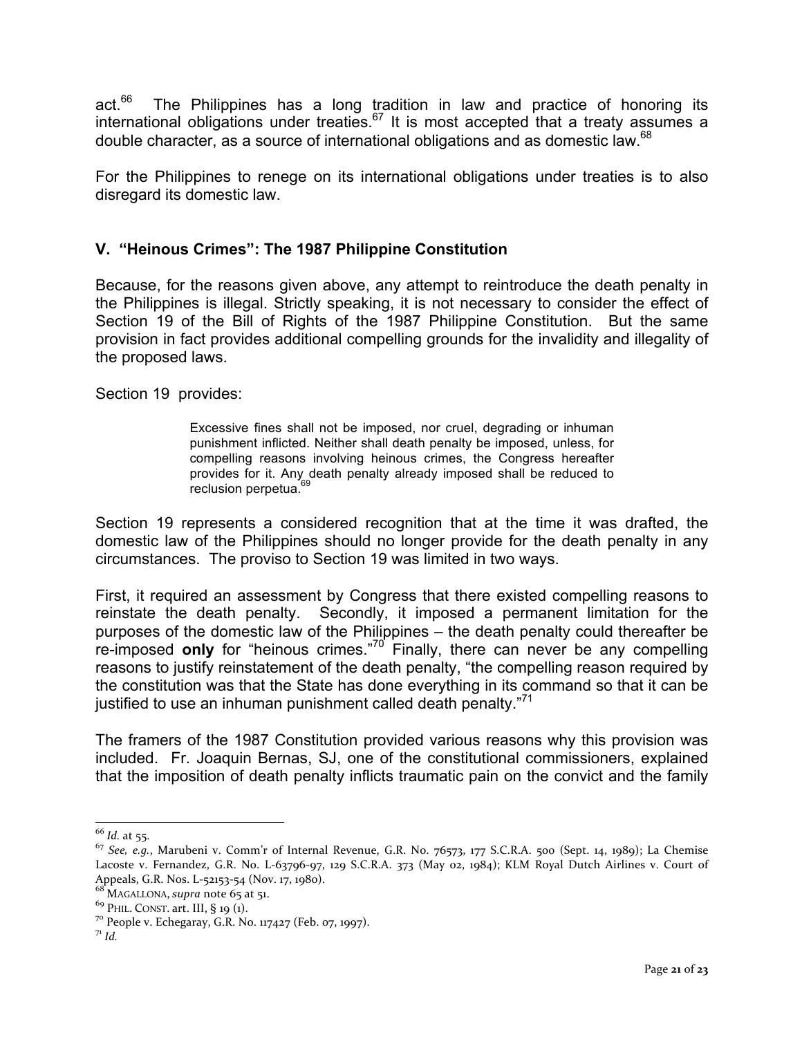act.[66] The Philippines has a long tradition in law and practice of honoring its international obligations under treaties.[67] It is most accepted that a treaty assumes a double character, as a source of international obligations and as domestic law.[68]

For the Philippines to renege on its international obligations under treaties is to also disregard its domestic law.

## V. "Heinous Crimes": The 1987 Philippine Constitution

Because, for the reasons given above, any attempt to reintroduce the death penalty in the Philippines is illegal. Strictly speaking, it is not necessary to consider the effect of Section 19 of the Bill of Rights of the 1987 Philippine Constitution. But the same provision in fact provides additional compelling grounds for the invalidity and illegality of the proposed laws.

Section 19 provides:

> Excessive fines shall not be imposed, nor cruel, degrading or inhuman punishment inflicted. Neither shall death penalty be imposed, unless, for compelling reasons involving heinous crimes, the Congress hereafter provides for it. Any death penalty already imposed shall be reduced to reclusion perpetua.[69]

Section 19 represents a considered recognition that at the time it was drafted, the domestic law of the Philippines should no longer provide for the death penalty in any circumstances. The proviso to Section 19 was limited in two ways.

First, it required an assessment by Congress that there existed compelling reasons to reinstate the death penalty. Secondly, it imposed a permanent limitation for the purposes of the domestic law of the Philippines – the death penalty could thereafter be re-imposed **only** for "heinous crimes."[70] Finally, there can never be any compelling reasons to justify reinstatement of the death penalty, "the compelling reason required by the constitution was that the State has done everything in its command so that it can be justified to use an inhuman punishment called death penalty."[71]

The framers of the 1987 Constitution provided various reasons why this provision was included. Fr. Joaquin Bernas, SJ, one of the constitutional commissioners, explained that the imposition of death penalty inflicts traumatic pain on the convict and the family

---

[66] *Id.* at 55.

[67] *See, e.g.*, Marubeni v. Comm'r of Internal Revenue, G.R. No. 76573, 177 S.C.R.A. 500 (Sept. 14, 1989); La Chemise Lacoste v. Fernandez, G.R. No. L-63796-97, 129 S.C.R.A. 373 (May 02, 1984); KLM Royal Dutch Airlines v. Court of Appeals, G.R. Nos. L-52153-54 (Nov. 17, 1980).

[68] MAGALLONA, *supra* note 65 at 51.

[69] PHIL. CONST. art. III, § 19 (1).

[70] People v. Echegaray, G.R. No. 117427 (Feb. 07, 1997).

[71] *Id.*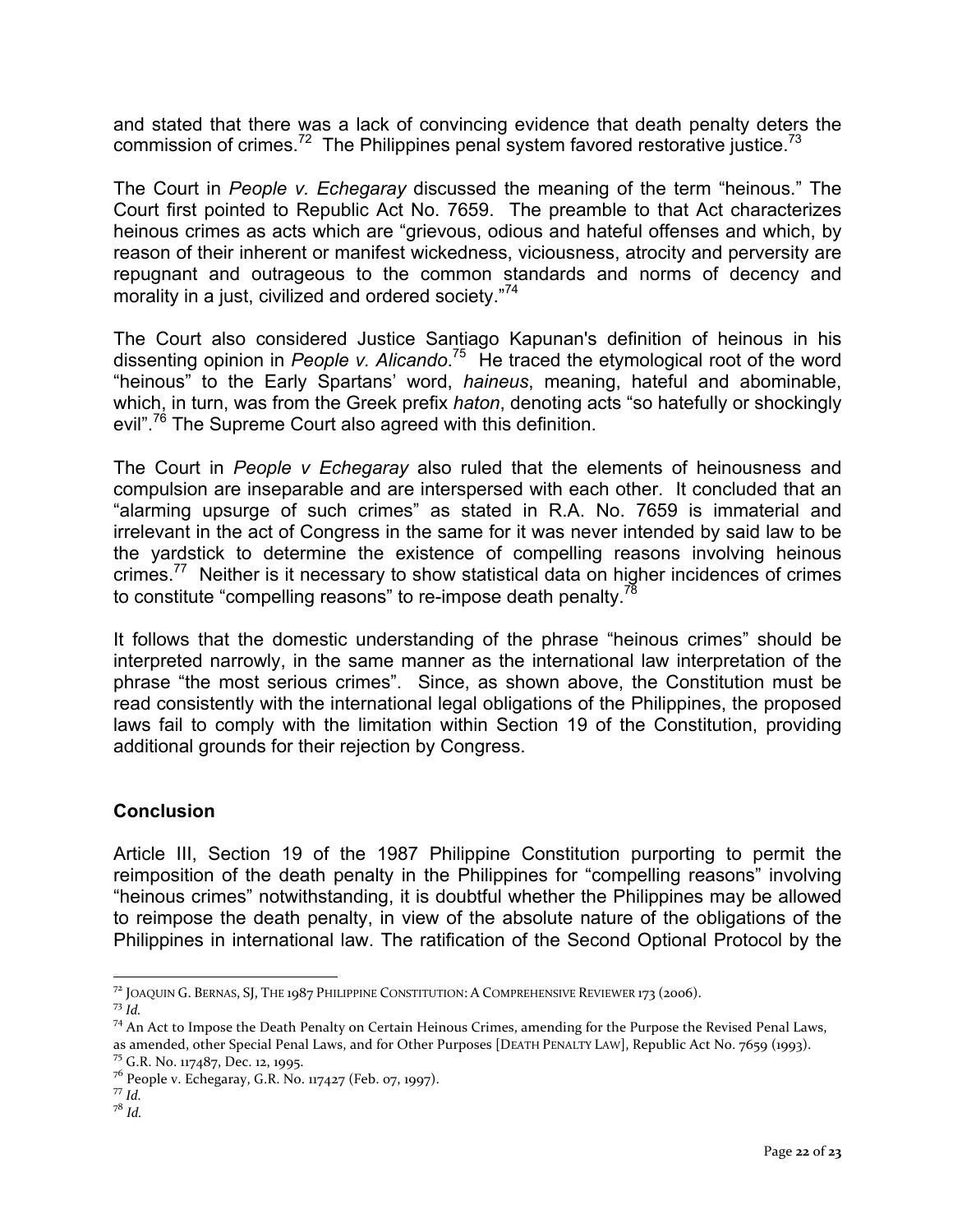and stated that there was a lack of convincing evidence that death penalty deters the commission of crimes.[72] The Philippines penal system favored restorative justice.[73]

The Court in *People v. Echegaray* discussed the meaning of the term "heinous." The Court first pointed to Republic Act No. 7659. The preamble to that Act characterizes heinous crimes as acts which are "grievous, odious and hateful offenses and which, by reason of their inherent or manifest wickedness, viciousness, atrocity and perversity are repugnant and outrageous to the common standards and norms of decency and morality in a just, civilized and ordered society."[74]

The Court also considered Justice Santiago Kapunan's definition of heinous in his dissenting opinion in *People v. Alicando*.[75] He traced the etymological root of the word "heinous" to the Early Spartans' word, *haineus*, meaning, hateful and abominable, which, in turn, was from the Greek prefix *haton*, denoting acts "so hatefully or shockingly evil".[76] The Supreme Court also agreed with this definition.

The Court in *People v Echegaray* also ruled that the elements of heinousness and compulsion are inseparable and are interspersed with each other. It concluded that an "alarming upsurge of such crimes" as stated in R.A. No. 7659 is immaterial and irrelevant in the act of Congress in the same for it was never intended by said law to be the yardstick to determine the existence of compelling reasons involving heinous crimes.[77] Neither is it necessary to show statistical data on higher incidences of crimes to constitute "compelling reasons" to re-impose death penalty.[78]

It follows that the domestic understanding of the phrase "heinous crimes" should be interpreted narrowly, in the same manner as the international law interpretation of the phrase "the most serious crimes". Since, as shown above, the Constitution must be read consistently with the international legal obligations of the Philippines, the proposed laws fail to comply with the limitation within Section 19 of the Constitution, providing additional grounds for their rejection by Congress.

## Conclusion

Article III, Section 19 of the 1987 Philippine Constitution purporting to permit the reimposition of the death penalty in the Philippines for "compelling reasons" involving "heinous crimes" notwithstanding, it is doubtful whether the Philippines may be allowed to reimpose the death penalty, in view of the absolute nature of the obligations of the Philippines in international law. The ratification of the Second Optional Protocol by the

---

[72] JOAQUIN G. BERNAS, SJ, THE 1987 PHILIPPINE CONSTITUTION: A COMPREHENSIVE REVIEWER 173 (2006).

[73] *Id.*

[74] An Act to Impose the Death Penalty on Certain Heinous Crimes, amending for the Purpose the Revised Penal Laws, as amended, other Special Penal Laws, and for Other Purposes [DEATH PENALTY LAW], Republic Act No. 7659 (1993).

[75] G.R. No. 117487, Dec. 12, 1995.

[76] People v. Echegaray, G.R. No. 117427 (Feb. 07, 1997).

[77] *Id.*

[78] *Id.*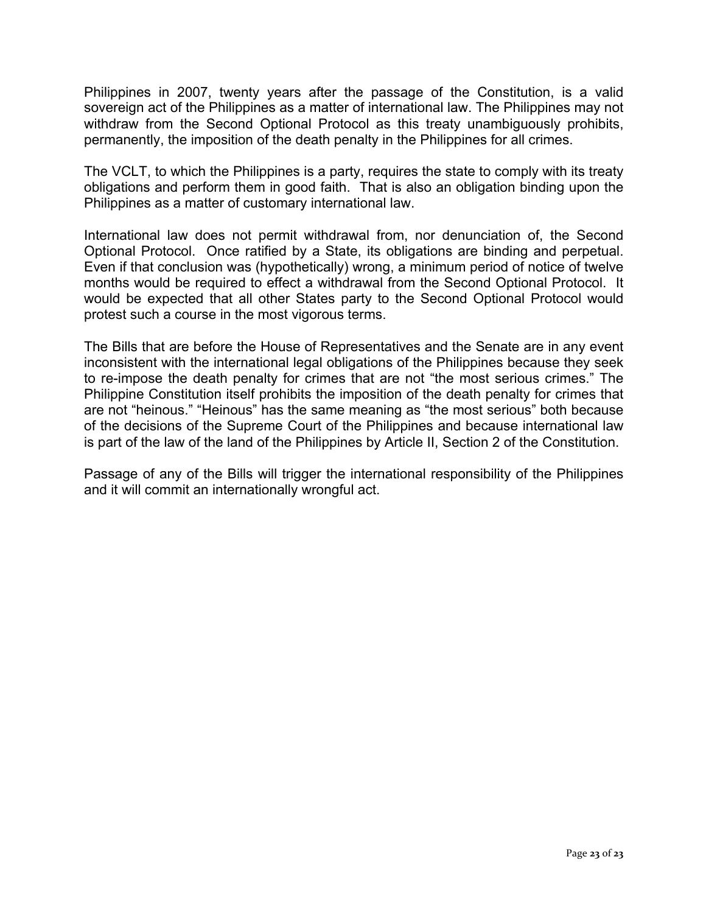Philippines in 2007, twenty years after the passage of the Constitution, is a valid sovereign act of the Philippines as a matter of international law. The Philippines may not withdraw from the Second Optional Protocol as this treaty unambiguously prohibits, permanently, the imposition of the death penalty in the Philippines for all crimes.

The VCLT, to which the Philippines is a party, requires the state to comply with its treaty obligations and perform them in good faith. That is also an obligation binding upon the Philippines as a matter of customary international law.

International law does not permit withdrawal from, nor denunciation of, the Second Optional Protocol. Once ratified by a State, its obligations are binding and perpetual. Even if that conclusion was (hypothetically) wrong, a minimum period of notice of twelve months would be required to effect a withdrawal from the Second Optional Protocol. It would be expected that all other States party to the Second Optional Protocol would protest such a course in the most vigorous terms.

The Bills that are before the House of Representatives and the Senate are in any event inconsistent with the international legal obligations of the Philippines because they seek to re-impose the death penalty for crimes that are not "the most serious crimes." The Philippine Constitution itself prohibits the imposition of the death penalty for crimes that are not "heinous." "Heinous" has the same meaning as "the most serious" both because of the decisions of the Supreme Court of the Philippines and because international law is part of the law of the land of the Philippines by Article II, Section 2 of the Constitution.

Passage of any of the Bills will trigger the international responsibility of the Philippines and it will commit an internationally wrongful act.